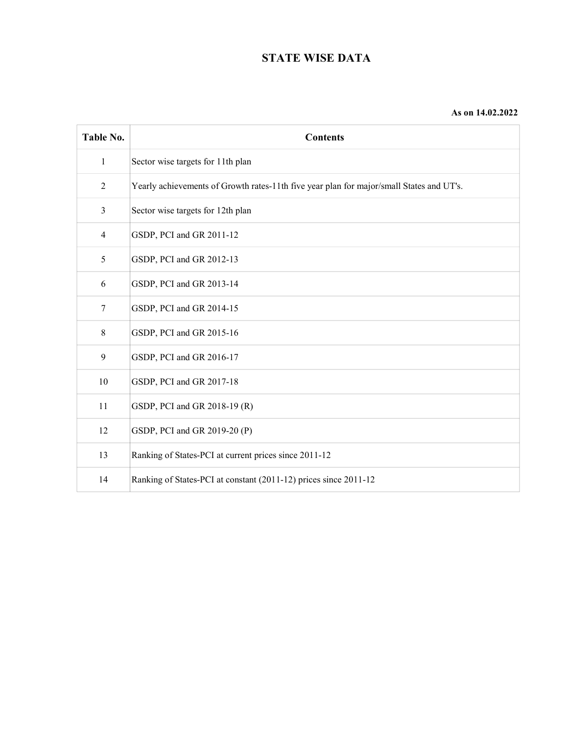# STATE WISE DATA

**As on 14.02.2022**

| Table No. | Contents |
|---|---|
| 1 | Sector wise targets for 11th plan |
| 2 | Yearly achievements of Growth rates-11th five year plan for major/small States and UT's. |
| 3 | Sector wise targets for 12th plan |
| 4 | GSDP, PCI and GR 2011-12 |
| 5 | GSDP, PCI and GR 2012-13 |
| 6 | GSDP, PCI and GR 2013-14 |
| 7 | GSDP, PCI and GR 2014-15 |
| 8 | GSDP, PCI and GR 2015-16 |
| 9 | GSDP, PCI and GR 2016-17 |
| 10 | GSDP, PCI and GR 2017-18 |
| 11 | GSDP, PCI and GR 2018-19 (R) |
| 12 | GSDP, PCI and GR 2019-20 (P) |
| 13 | Ranking of States-PCI at current prices since 2011-12 |
| 14 | Ranking of States-PCI at constant (2011-12) prices since 2011-12 |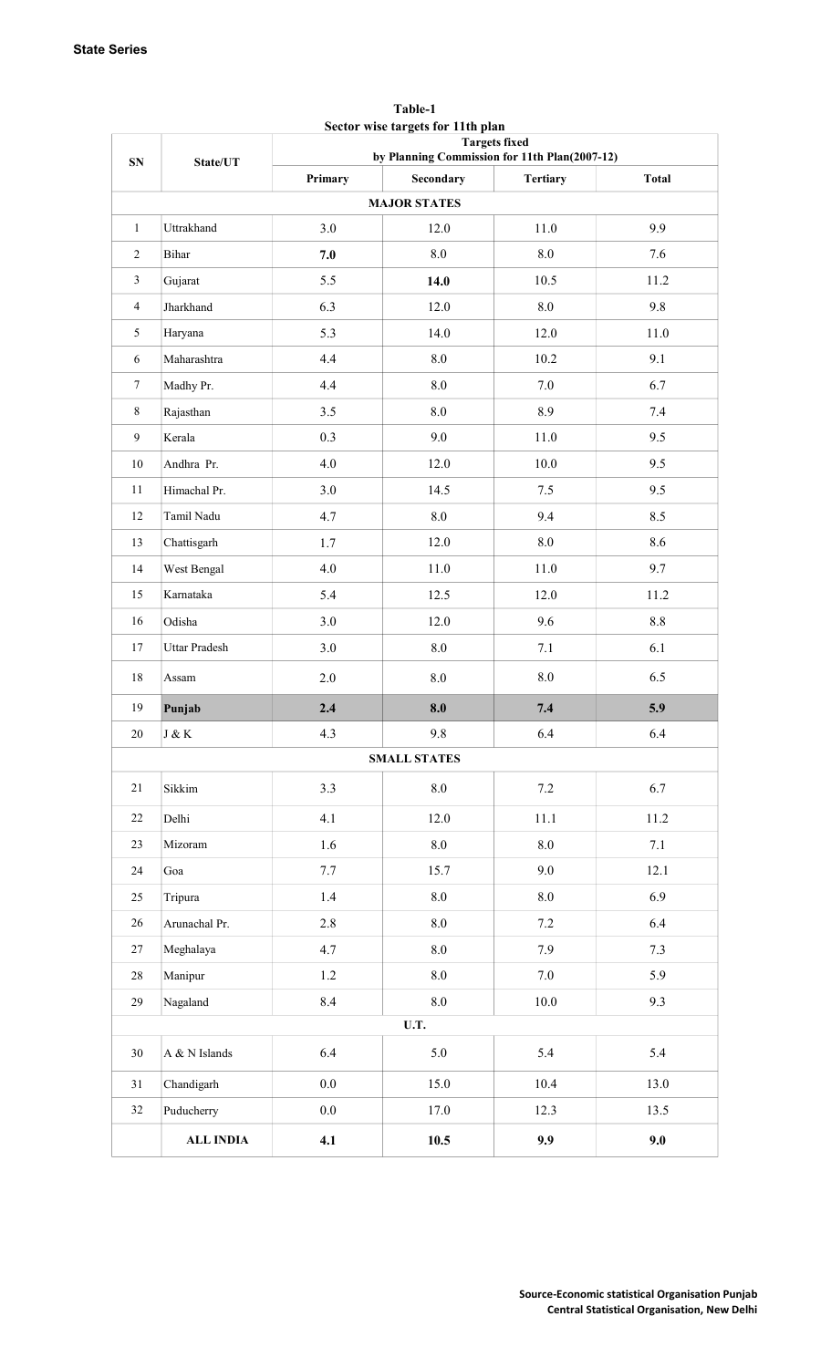**State Series**

**Table-1**
**Sector wise targets for 11th plan**

| SN | State/UT | Targets fixed by Planning Commission for 11th Plan(2007-12) | | | |
|---|---|---|---|---|---|
| | | **Primary** | **Secondary** | **Tertiary** | **Total** |
| | **MAJOR STATES** | | | | |
| 1 | Uttrakhand | 3.0 | 12.0 | 11.0 | 9.9 |
| 2 | Bihar | **7.0** | 8.0 | 8.0 | 7.6 |
| 3 | Gujarat | 5.5 | **14.0** | 10.5 | 11.2 |
| 4 | Jharkhand | 6.3 | 12.0 | 8.0 | 9.8 |
| 5 | Haryana | 5.3 | 14.0 | 12.0 | 11.0 |
| 6 | Maharashtra | 4.4 | 8.0 | 10.2 | 9.1 |
| 7 | Madhy Pr. | 4.4 | 8.0 | 7.0 | 6.7 |
| 8 | Rajasthan | 3.5 | 8.0 | 8.9 | 7.4 |
| 9 | Kerala | 0.3 | 9.0 | 11.0 | 9.5 |
| 10 | Andhra Pr. | 4.0 | 12.0 | 10.0 | 9.5 |
| 11 | Himachal Pr. | 3.0 | 14.5 | 7.5 | 9.5 |
| 12 | Tamil Nadu | 4.7 | 8.0 | 9.4 | 8.5 |
| 13 | Chattisgarh | 1.7 | 12.0 | 8.0 | 8.6 |
| 14 | West Bengal | 4.0 | 11.0 | 11.0 | 9.7 |
| 15 | Karnataka | 5.4 | 12.5 | 12.0 | 11.2 |
| 16 | Odisha | 3.0 | 12.0 | 9.6 | 8.8 |
| 17 | Uttar Pradesh | 3.0 | 8.0 | 7.1 | 6.1 |
| 18 | Assam | 2.0 | 8.0 | 8.0 | 6.5 |
| 19 | **Punjab** | **2.4** | **8.0** | **7.4** | **5.9** |
| 20 | J & K | 4.3 | 9.8 | 6.4 | 6.4 |
| | **SMALL STATES** | | | | |
| 21 | Sikkim | 3.3 | 8.0 | 7.2 | 6.7 |
| 22 | Delhi | 4.1 | 12.0 | 11.1 | 11.2 |
| 23 | Mizoram | 1.6 | 8.0 | 8.0 | 7.1 |
| 24 | Goa | 7.7 | 15.7 | 9.0 | 12.1 |
| 25 | Tripura | 1.4 | 8.0 | 8.0 | 6.9 |
| 26 | Arunachal Pr. | 2.8 | 8.0 | 7.2 | 6.4 |
| 27 | Meghalaya | 4.7 | 8.0 | 7.9 | 7.3 |
| 28 | Manipur | 1.2 | 8.0 | 7.0 | 5.9 |
| 29 | Nagaland | 8.4 | 8.0 | 10.0 | 9.3 |
| | **U.T.** | | | | |
| 30 | A & N Islands | 6.4 | 5.0 | 5.4 | 5.4 |
| 31 | Chandigarh | 0.0 | 15.0 | 10.4 | 13.0 |
| 32 | Puducherry | 0.0 | 17.0 | 12.3 | 13.5 |
| | **ALL INDIA** | **4.1** | **10.5** | **9.9** | **9.0** |

**Source-Economic statistical Organisation Punjab**
**Central Statistical Organisation, New Delhi**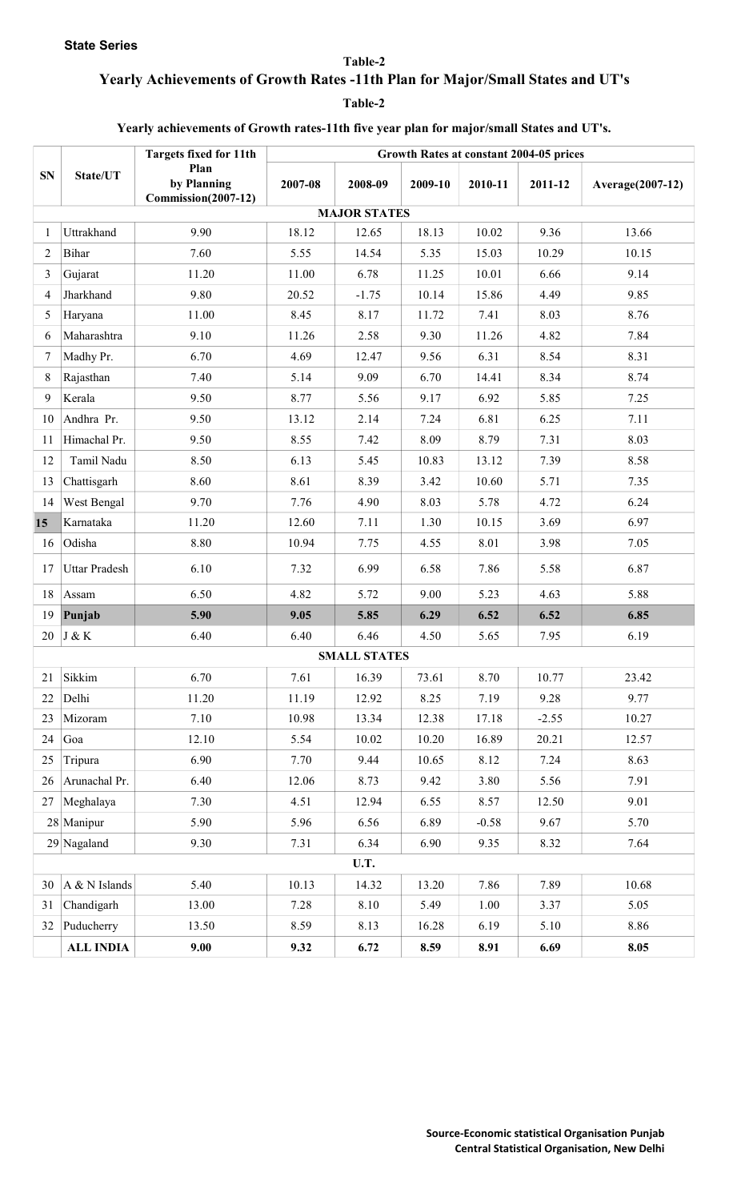**State Series**

## Table-2

# Yearly Achievements of Growth Rates -11th Plan for Major/Small States and UT's

## Table-2

### Yearly achievements of Growth rates-11th five year plan for major/small States and UT's.

| SN | State/UT | Targets fixed for 11th Plan by Planning Commission(2007-12) | Growth Rates at constant 2004-05 prices | | | | | |
|---|---|---|---|---|---|---|---|---|
| | | | 2007-08 | 2008-09 | 2009-10 | 2010-11 | 2011-12 | Average(2007-12) |
| | | | **MAJOR STATES** | | | | | |
| 1 | Uttrakhand | 9.90 | 18.12 | 12.65 | 18.13 | 10.02 | 9.36 | 13.66 |
| 2 | Bihar | 7.60 | 5.55 | 14.54 | 5.35 | 15.03 | 10.29 | 10.15 |
| 3 | Gujarat | 11.20 | 11.00 | 6.78 | 11.25 | 10.01 | 6.66 | 9.14 |
| 4 | Jharkhand | 9.80 | 20.52 | -1.75 | 10.14 | 15.86 | 4.49 | 9.85 |
| 5 | Haryana | 11.00 | 8.45 | 8.17 | 11.72 | 7.41 | 8.03 | 8.76 |
| 6 | Maharashtra | 9.10 | 11.26 | 2.58 | 9.30 | 11.26 | 4.82 | 7.84 |
| 7 | Madhy Pr. | 6.70 | 4.69 | 12.47 | 9.56 | 6.31 | 8.54 | 8.31 |
| 8 | Rajasthan | 7.40 | 5.14 | 9.09 | 6.70 | 14.41 | 8.34 | 8.74 |
| 9 | Kerala | 9.50 | 8.77 | 5.56 | 9.17 | 6.92 | 5.85 | 7.25 |
| 10 | Andhra Pr. | 9.50 | 13.12 | 2.14 | 7.24 | 6.81 | 6.25 | 7.11 |
| 11 | Himachal Pr. | 9.50 | 8.55 | 7.42 | 8.09 | 8.79 | 7.31 | 8.03 |
| 12 | Tamil Nadu | 8.50 | 6.13 | 5.45 | 10.83 | 13.12 | 7.39 | 8.58 |
| 13 | Chattisgarh | 8.60 | 8.61 | 8.39 | 3.42 | 10.60 | 5.71 | 7.35 |
| 14 | West Bengal | 9.70 | 7.76 | 4.90 | 8.03 | 5.78 | 4.72 | 6.24 |
| **15** | Karnataka | 11.20 | 12.60 | 7.11 | 1.30 | 10.15 | 3.69 | 6.97 |
| 16 | Odisha | 8.80 | 10.94 | 7.75 | 4.55 | 8.01 | 3.98 | 7.05 |
| 17 | Uttar Pradesh | 6.10 | 7.32 | 6.99 | 6.58 | 7.86 | 5.58 | 6.87 |
| 18 | Assam | 6.50 | 4.82 | 5.72 | 9.00 | 5.23 | 4.63 | 5.88 |
| 19 | **Punjab** | **5.90** | **9.05** | **5.85** | **6.29** | **6.52** | **6.52** | **6.85** |
| 20 | J & K | 6.40 | 6.40 | 6.46 | 4.50 | 5.65 | 7.95 | 6.19 |
| | | | **SMALL STATES** | | | | | |
| 21 | Sikkim | 6.70 | 7.61 | 16.39 | 73.61 | 8.70 | 10.77 | 23.42 |
| 22 | Delhi | 11.20 | 11.19 | 12.92 | 8.25 | 7.19 | 9.28 | 9.77 |
| 23 | Mizoram | 7.10 | 10.98 | 13.34 | 12.38 | 17.18 | -2.55 | 10.27 |
| 24 | Goa | 12.10 | 5.54 | 10.02 | 10.20 | 16.89 | 20.21 | 12.57 |
| 25 | Tripura | 6.90 | 7.70 | 9.44 | 10.65 | 8.12 | 7.24 | 8.63 |
| 26 | Arunachal Pr. | 6.40 | 12.06 | 8.73 | 9.42 | 3.80 | 5.56 | 7.91 |
| 27 | Meghalaya | 7.30 | 4.51 | 12.94 | 6.55 | 8.57 | 12.50 | 9.01 |
| 28 | Manipur | 5.90 | 5.96 | 6.56 | 6.89 | -0.58 | 9.67 | 5.70 |
| 29 | Nagaland | 9.30 | 7.31 | 6.34 | 6.90 | 9.35 | 8.32 | 7.64 |
| | | | **U.T.** | | | | | |
| 30 | A & N Islands | 5.40 | 10.13 | 14.32 | 13.20 | 7.86 | 7.89 | 10.68 |
| 31 | Chandigarh | 13.00 | 7.28 | 8.10 | 5.49 | 1.00 | 3.37 | 5.05 |
| 32 | Puducherry | 13.50 | 8.59 | 8.13 | 16.28 | 6.19 | 5.10 | 8.86 |
| | **ALL INDIA** | **9.00** | **9.32** | **6.72** | **8.59** | **8.91** | **6.69** | **8.05** |

**Source-Economic statistical Organisation Punjab**
**Central Statistical Organisation, New Delhi**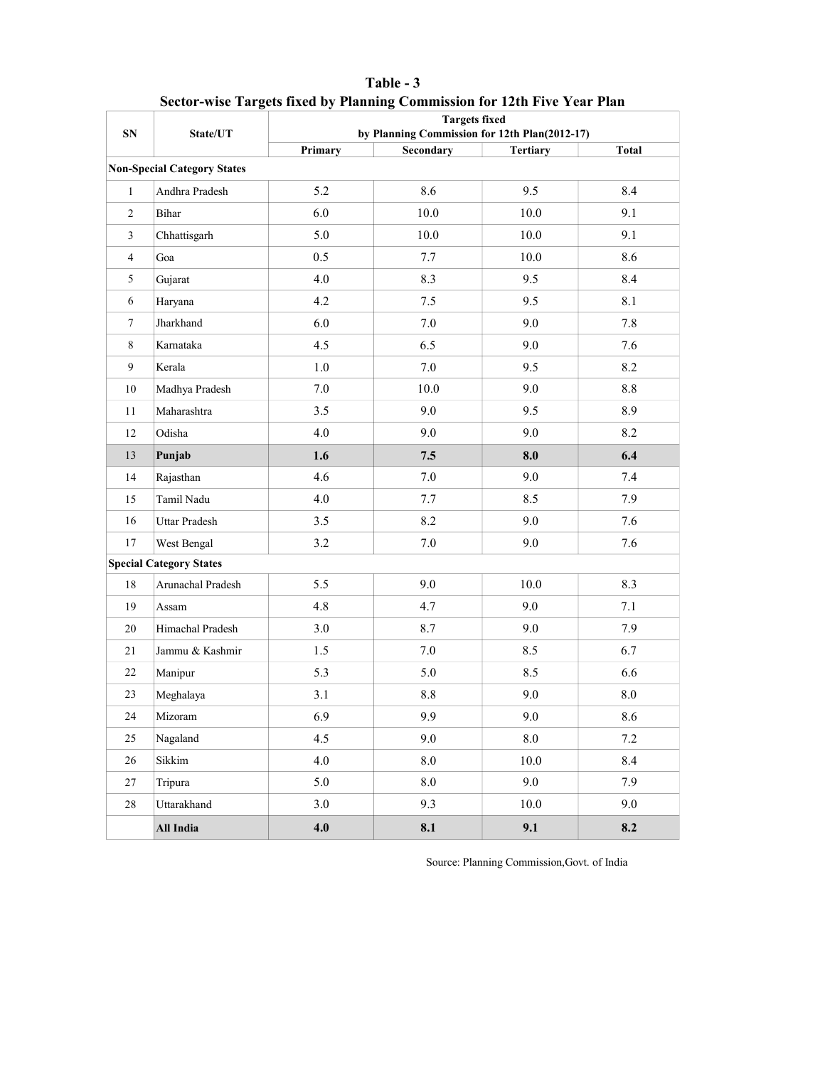# Table - 3

## Sector-wise Targets fixed by Planning Commission for 12th Five Year Plan

| SN | State/UT | Targets fixed by Planning Commission for 12th Plan(2012-17) | | | |
|---|---|---|---|---|---|
| | | Primary | Secondary | Tertiary | Total |
| **Non-Special Category States** | | | | | |
| 1 | Andhra Pradesh | 5.2 | 8.6 | 9.5 | 8.4 |
| 2 | Bihar | 6.0 | 10.0 | 10.0 | 9.1 |
| 3 | Chhattisgarh | 5.0 | 10.0 | 10.0 | 9.1 |
| 4 | Goa | 0.5 | 7.7 | 10.0 | 8.6 |
| 5 | Gujarat | 4.0 | 8.3 | 9.5 | 8.4 |
| 6 | Haryana | 4.2 | 7.5 | 9.5 | 8.1 |
| 7 | Jharkhand | 6.0 | 7.0 | 9.0 | 7.8 |
| 8 | Karnataka | 4.5 | 6.5 | 9.0 | 7.6 |
| 9 | Kerala | 1.0 | 7.0 | 9.5 | 8.2 |
| 10 | Madhya Pradesh | 7.0 | 10.0 | 9.0 | 8.8 |
| 11 | Maharashtra | 3.5 | 9.0 | 9.5 | 8.9 |
| 12 | Odisha | 4.0 | 9.0 | 9.0 | 8.2 |
| 13 | **Punjab** | **1.6** | **7.5** | **8.0** | **6.4** |
| 14 | Rajasthan | 4.6 | 7.0 | 9.0 | 7.4 |
| 15 | Tamil Nadu | 4.0 | 7.7 | 8.5 | 7.9 |
| 16 | Uttar Pradesh | 3.5 | 8.2 | 9.0 | 7.6 |
| 17 | West Bengal | 3.2 | 7.0 | 9.0 | 7.6 |
| **Special Category States** | | | | | |
| 18 | Arunachal Pradesh | 5.5 | 9.0 | 10.0 | 8.3 |
| 19 | Assam | 4.8 | 4.7 | 9.0 | 7.1 |
| 20 | Himachal Pradesh | 3.0 | 8.7 | 9.0 | 7.9 |
| 21 | Jammu & Kashmir | 1.5 | 7.0 | 8.5 | 6.7 |
| 22 | Manipur | 5.3 | 5.0 | 8.5 | 6.6 |
| 23 | Meghalaya | 3.1 | 8.8 | 9.0 | 8.0 |
| 24 | Mizoram | 6.9 | 9.9 | 9.0 | 8.6 |
| 25 | Nagaland | 4.5 | 9.0 | 8.0 | 7.2 |
| 26 | Sikkim | 4.0 | 8.0 | 10.0 | 8.4 |
| 27 | Tripura | 5.0 | 8.0 | 9.0 | 7.9 |
| 28 | Uttarakhand | 3.0 | 9.3 | 10.0 | 9.0 |
| | **All India** | **4.0** | **8.1** | **9.1** | **8.2** |

Source: Planning Commission,Govt. of India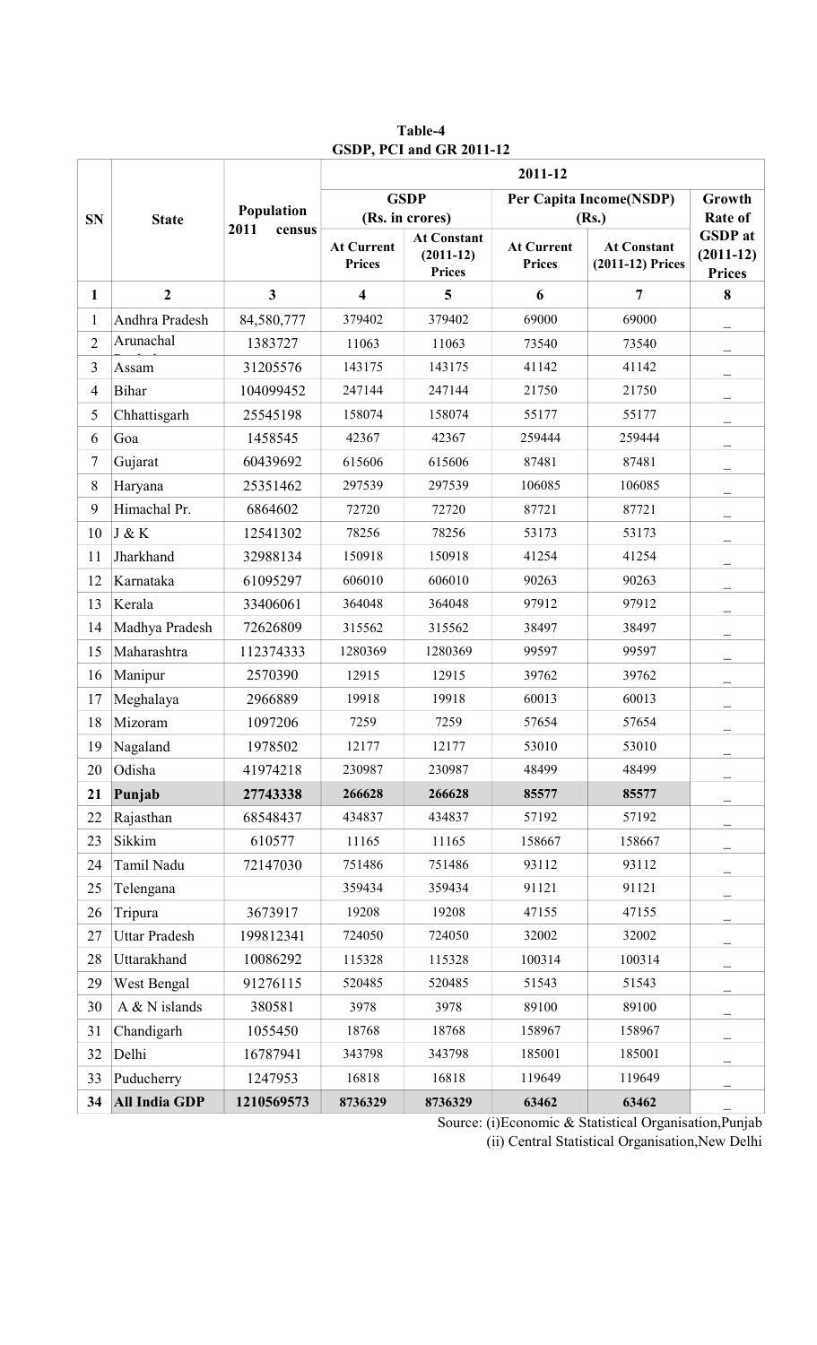**Table-4**
**GSDP, PCI and GR 2011-12**

| SN | State | Population 2011 census | 2011-12 | | | | |
|---|---|---|---|---|---|---|---|
| | | | GSDP (Rs. in crores) | | Per Capita Income(NSDP) (Rs.) | | Growth Rate of |
| | | | At Current Prices | At Constant (2011-12) Prices | At Current Prices | At Constant (2011-12) Prices | GSDP at (2011-12) Prices |
| **1** | **2** | **3** | **4** | **5** | **6** | **7** | **8** |
| 1 | Andhra Pradesh | 84,580,777 | 379402 | 379402 | 69000 | 69000 | _ |
| 2 | Arunachal Pradesh | 1383727 | 11063 | 11063 | 73540 | 73540 | _ |
| 3 | Assam | 31205576 | 143175 | 143175 | 41142 | 41142 | _ |
| 4 | Bihar | 104099452 | 247144 | 247144 | 21750 | 21750 | _ |
| 5 | Chhattisgarh | 25545198 | 158074 | 158074 | 55177 | 55177 | _ |
| 6 | Goa | 1458545 | 42367 | 42367 | 259444 | 259444 | _ |
| 7 | Gujarat | 60439692 | 615606 | 615606 | 87481 | 87481 | _ |
| 8 | Haryana | 25351462 | 297539 | 297539 | 106085 | 106085 | _ |
| 9 | Himachal Pr. | 6864602 | 72720 | 72720 | 87721 | 87721 | _ |
| 10 | J & K | 12541302 | 78256 | 78256 | 53173 | 53173 | _ |
| 11 | Jharkhand | 32988134 | 150918 | 150918 | 41254 | 41254 | _ |
| 12 | Karnataka | 61095297 | 606010 | 606010 | 90263 | 90263 | _ |
| 13 | Kerala | 33406061 | 364048 | 364048 | 97912 | 97912 | _ |
| 14 | Madhya Pradesh | 72626809 | 315562 | 315562 | 38497 | 38497 | _ |
| 15 | Maharashtra | 112374333 | 1280369 | 1280369 | 99597 | 99597 | _ |
| 16 | Manipur | 2570390 | 12915 | 12915 | 39762 | 39762 | _ |
| 17 | Meghalaya | 2966889 | 19918 | 19918 | 60013 | 60013 | _ |
| 18 | Mizoram | 1097206 | 7259 | 7259 | 57654 | 57654 | _ |
| 19 | Nagaland | 1978502 | 12177 | 12177 | 53010 | 53010 | _ |
| 20 | Odisha | 41974218 | 230987 | 230987 | 48499 | 48499 | _ |
| **21** | **Punjab** | **27743338** | **266628** | **266628** | **85577** | **85577** | _ |
| 22 | Rajasthan | 68548437 | 434837 | 434837 | 57192 | 57192 | _ |
| 23 | Sikkim | 610577 | 11165 | 11165 | 158667 | 158667 | _ |
| 24 | Tamil Nadu | 72147030 | 751486 | 751486 | 93112 | 93112 | _ |
| 25 | Telengana | | 359434 | 359434 | 91121 | 91121 | _ |
| 26 | Tripura | 3673917 | 19208 | 19208 | 47155 | 47155 | _ |
| 27 | Uttar Pradesh | 199812341 | 724050 | 724050 | 32002 | 32002 | _ |
| 28 | Uttarakhand | 10086292 | 115328 | 115328 | 100314 | 100314 | _ |
| 29 | West Bengal | 91276115 | 520485 | 520485 | 51543 | 51543 | _ |
| 30 | A & N islands | 380581 | 3978 | 3978 | 89100 | 89100 | _ |
| 31 | Chandigarh | 1055450 | 18768 | 18768 | 158967 | 158967 | _ |
| 32 | Delhi | 16787941 | 343798 | 343798 | 185001 | 185001 | _ |
| 33 | Puducherry | 1247953 | 16818 | 16818 | 119649 | 119649 | _ |
| **34** | **All India GDP** | **1210569573** | **8736329** | **8736329** | **63462** | **63462** | _ |

Source: (i)Economic & Statistical Organisation,Punjab
(ii) Central Statistical Organisation,New Delhi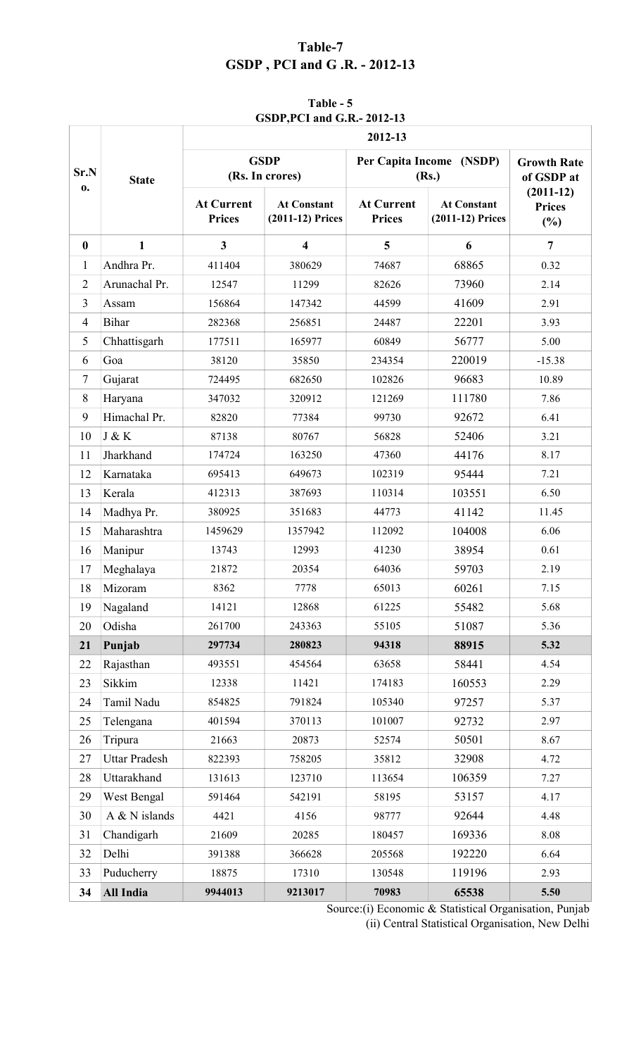# Table-7
## GSDP , PCI and G .R. - 2012-13

**Table - 5**
**GSDP,PCI and G.R.- 2012-13**

| Sr.No. | State | 2012-13 | | | | |
|---|---|---|---|---|---|---|
| | | GSDP (Rs. In crores) | | Per Capita Income (NSDP) (Rs.) | | Growth Rate of GSDP at (2011-12) Prices (%) |
| | | At Current Prices | At Constant (2011-12) Prices | At Current Prices | At Constant (2011-12) Prices | |
| 0 | 1 | 3 | 4 | 5 | 6 | 7 |
| 1 | Andhra Pr. | 411404 | 380629 | 74687 | 68865 | 0.32 |
| 2 | Arunachal Pr. | 12547 | 11299 | 82626 | 73960 | 2.14 |
| 3 | Assam | 156864 | 147342 | 44599 | 41609 | 2.91 |
| 4 | Bihar | 282368 | 256851 | 24487 | 22201 | 3.93 |
| 5 | Chhattisgarh | 177511 | 165977 | 60849 | 56777 | 5.00 |
| 6 | Goa | 38120 | 35850 | 234354 | 220019 | -15.38 |
| 7 | Gujarat | 724495 | 682650 | 102826 | 96683 | 10.89 |
| 8 | Haryana | 347032 | 320912 | 121269 | 111780 | 7.86 |
| 9 | Himachal Pr. | 82820 | 77384 | 99730 | 92672 | 6.41 |
| 10 | J & K | 87138 | 80767 | 56828 | 52406 | 3.21 |
| 11 | Jharkhand | 174724 | 163250 | 47360 | 44176 | 8.17 |
| 12 | Karnataka | 695413 | 649673 | 102319 | 95444 | 7.21 |
| 13 | Kerala | 412313 | 387693 | 110314 | 103551 | 6.50 |
| 14 | Madhya Pr. | 380925 | 351683 | 44773 | 41142 | 11.45 |
| 15 | Maharashtra | 1459629 | 1357942 | 112092 | 104008 | 6.06 |
| 16 | Manipur | 13743 | 12993 | 41230 | 38954 | 0.61 |
| 17 | Meghalaya | 21872 | 20354 | 64036 | 59703 | 2.19 |
| 18 | Mizoram | 8362 | 7778 | 65013 | 60261 | 7.15 |
| 19 | Nagaland | 14121 | 12868 | 61225 | 55482 | 5.68 |
| 20 | Odisha | 261700 | 243363 | 55105 | 51087 | 5.36 |
| **21** | **Punjab** | **297734** | **280823** | **94318** | **88915** | **5.32** |
| 22 | Rajasthan | 493551 | 454564 | 63658 | 58441 | 4.54 |
| 23 | Sikkim | 12338 | 11421 | 174183 | 160553 | 2.29 |
| 24 | Tamil Nadu | 854825 | 791824 | 105340 | 97257 | 5.37 |
| 25 | Telengana | 401594 | 370113 | 101007 | 92732 | 2.97 |
| 26 | Tripura | 21663 | 20873 | 52574 | 50501 | 8.67 |
| 27 | Uttar Pradesh | 822393 | 758205 | 35812 | 32908 | 4.72 |
| 28 | Uttarakhand | 131613 | 123710 | 113654 | 106359 | 7.27 |
| 29 | West Bengal | 591464 | 542191 | 58195 | 53157 | 4.17 |
| 30 | A & N islands | 4421 | 4156 | 98777 | 92644 | 4.48 |
| 31 | Chandigarh | 21609 | 20285 | 180457 | 169336 | 8.08 |
| 32 | Delhi | 391388 | 366628 | 205568 | 192220 | 6.64 |
| 33 | Puducherry | 18875 | 17310 | 130548 | 119196 | 2.93 |
| **34** | **All India** | **9944013** | **9213017** | **70983** | **65538** | **5.50** |

Source:(i) Economic & Statistical Organisation, Punjab
(ii) Central Statistical Organisation, New Delhi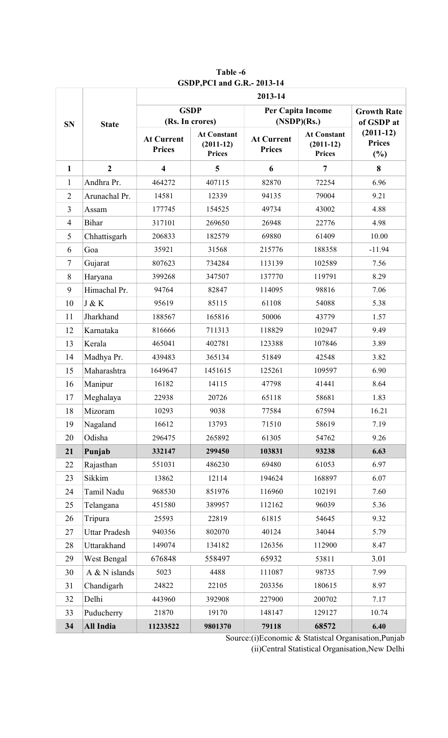**Table -6**
**GSDP,PCI and G.R.- 2013-14**

| SN | State | 2013-14 | | | | |
|---|---|---|---|---|---|---|
| | | **GSDP (Rs. In crores)** | | **Per Capita Income (NSDP)(Rs.)** | | **Growth Rate of GSDP at (2011-12) Prices (%)** |
| | | **At Current Prices** | **At Constant (2011-12) Prices** | **At Current Prices** | **At Constant (2011-12) Prices** | |
| **1** | **2** | **4** | **5** | **6** | **7** | **8** |
| 1 | Andhra Pr. | 464272 | 407115 | 82870 | 72254 | 6.96 |
| 2 | Arunachal Pr. | 14581 | 12339 | 94135 | 79004 | 9.21 |
| 3 | Assam | 177745 | 154525 | 49734 | 43002 | 4.88 |
| 4 | Bihar | 317101 | 269650 | 26948 | 22776 | 4.98 |
| 5 | Chhattisgarh | 206833 | 182579 | 69880 | 61409 | 10.00 |
| 6 | Goa | 35921 | 31568 | 215776 | 188358 | -11.94 |
| 7 | Gujarat | 807623 | 734284 | 113139 | 102589 | 7.56 |
| 8 | Haryana | 399268 | 347507 | 137770 | 119791 | 8.29 |
| 9 | Himachal Pr. | 94764 | 82847 | 114095 | 98816 | 7.06 |
| 10 | J & K | 95619 | 85115 | 61108 | 54088 | 5.38 |
| 11 | Jharkhand | 188567 | 165816 | 50006 | 43779 | 1.57 |
| 12 | Karnataka | 816666 | 711313 | 118829 | 102947 | 9.49 |
| 13 | Kerala | 465041 | 402781 | 123388 | 107846 | 3.89 |
| 14 | Madhya Pr. | 439483 | 365134 | 51849 | 42548 | 3.82 |
| 15 | Maharashtra | 1649647 | 1451615 | 125261 | 109597 | 6.90 |
| 16 | Manipur | 16182 | 14115 | 47798 | 41441 | 8.64 |
| 17 | Meghalaya | 22938 | 20726 | 65118 | 58681 | 1.83 |
| 18 | Mizoram | 10293 | 9038 | 77584 | 67594 | 16.21 |
| 19 | Nagaland | 16612 | 13793 | 71510 | 58619 | 7.19 |
| 20 | Odisha | 296475 | 265892 | 61305 | 54762 | 9.26 |
| **21** | **Punjab** | **332147** | **299450** | **103831** | **93238** | **6.63** |
| 22 | Rajasthan | 551031 | 486230 | 69480 | 61053 | 6.97 |
| 23 | Sikkim | 13862 | 12114 | 194624 | 168897 | 6.07 |
| 24 | Tamil Nadu | 968530 | 851976 | 116960 | 102191 | 7.60 |
| 25 | Telangana | 451580 | 389957 | 112162 | 96039 | 5.36 |
| 26 | Tripura | 25593 | 22819 | 61815 | 54645 | 9.32 |
| 27 | Uttar Pradesh | 940356 | 802070 | 40124 | 34044 | 5.79 |
| 28 | Uttarakhand | 149074 | 134182 | 126356 | 112900 | 8.47 |
| 29 | West Bengal | 676848 | 558497 | 65932 | 53811 | 3.01 |
| 30 | A & N islands | 5023 | 4488 | 111087 | 98735 | 7.99 |
| 31 | Chandigarh | 24822 | 22105 | 203356 | 180615 | 8.97 |
| 32 | Delhi | 443960 | 392908 | 227900 | 200702 | 7.17 |
| 33 | Puducherry | 21870 | 19170 | 148147 | 129127 | 10.74 |
| **34** | **All India** | **11233522** | **9801370** | **79118** | **68572** | **6.40** |

Source:(i)Economic & Statistcal Organisation,Punjab
(ii)Central Statistical Organisation,New Delhi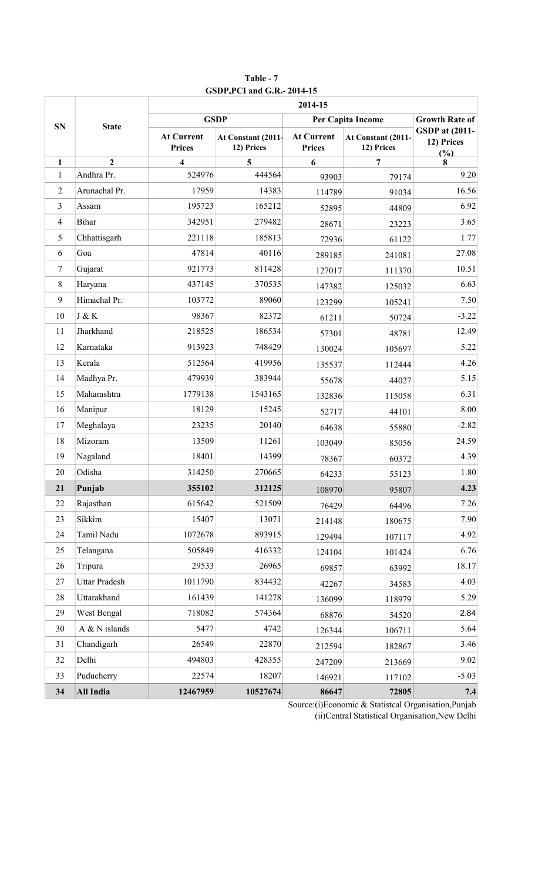**Table - 7**
**GSDP,PCI and G.R.- 2014-15**

| SN | State | 2014-15 | | | | |
|---|---|---|---|---|---|---|
| | | GSDP | | Per Capita Income | | Growth Rate of GSDP at (2011-12) Prices (%) |
| | | At Current Prices | At Constant (2011-12) Prices | At Current Prices | At Constant (2011-12) Prices | |
| 1 | 2 | 4 | 5 | 6 | 7 | 8 |
| 1 | Andhra Pr. | 524976 | 444564 | 93903 | 79174 | 9.20 |
| 2 | Arunachal Pr. | 17959 | 14383 | 114789 | 91034 | 16.56 |
| 3 | Assam | 195723 | 165212 | 52895 | 44809 | 6.92 |
| 4 | Bihar | 342951 | 279482 | 28671 | 23223 | 3.65 |
| 5 | Chhattisgarh | 221118 | 185813 | 72936 | 61122 | 1.77 |
| 6 | Goa | 47814 | 40116 | 289185 | 241081 | 27.08 |
| 7 | Gujarat | 921773 | 811428 | 127017 | 111370 | 10.51 |
| 8 | Haryana | 437145 | 370535 | 147382 | 125032 | 6.63 |
| 9 | Himachal Pr. | 103772 | 89060 | 123299 | 105241 | 7.50 |
| 10 | J & K | 98367 | 82372 | 61211 | 50724 | -3.22 |
| 11 | Jharkhand | 218525 | 186534 | 57301 | 48781 | 12.49 |
| 12 | Karnataka | 913923 | 748429 | 130024 | 105697 | 5.22 |
| 13 | Kerala | 512564 | 419956 | 135537 | 112444 | 4.26 |
| 14 | Madhya Pr. | 479939 | 383944 | 55678 | 44027 | 5.15 |
| 15 | Maharashtra | 1779138 | 1543165 | 132836 | 115058 | 6.31 |
| 16 | Manipur | 18129 | 15245 | 52717 | 44101 | 8.00 |
| 17 | Meghalaya | 23235 | 20140 | 64638 | 55880 | -2.82 |
| 18 | Mizoram | 13509 | 11261 | 103049 | 85056 | 24.59 |
| 19 | Nagaland | 18401 | 14399 | 78367 | 60372 | 4.39 |
| 20 | Odisha | 314250 | 270665 | 64233 | 55123 | 1.80 |
| **21** | **Punjab** | **355102** | **312125** | 108970 | 95807 | **4.23** |
| 22 | Rajasthan | 615642 | 521509 | 76429 | 64496 | 7.26 |
| 23 | Sikkim | 15407 | 13071 | 214148 | 180675 | 7.90 |
| 24 | Tamil Nadu | 1072678 | 893915 | 129494 | 107117 | 4.92 |
| 25 | Telangana | 505849 | 416332 | 124104 | 101424 | 6.76 |
| 26 | Tripura | 29533 | 26965 | 69857 | 63992 | 18.17 |
| 27 | Uttar Pradesh | 1011790 | 834432 | 42267 | 34583 | 4.03 |
| 28 | Uttarakhand | 161439 | 141278 | 136099 | 118979 | 5.29 |
| 29 | West Bengal | 718082 | 574364 | 68876 | 54520 | 2.84 |
| 30 | A & N islands | 5477 | 4742 | 126344 | 106711 | 5.64 |
| 31 | Chandigarh | 26549 | 22870 | 212594 | 182867 | 3.46 |
| 32 | Delhi | 494803 | 428355 | 247209 | 213669 | 9.02 |
| 33 | Puducherry | 22574 | 18207 | 146921 | 117102 | -5.03 |
| **34** | **All India** | **12467959** | **10527674** | **86647** | **72805** | **7.4** |

Source:(i)Economic & Statistcal Organisation,Punjab
(ii)Central Statistical Organisation,New Delhi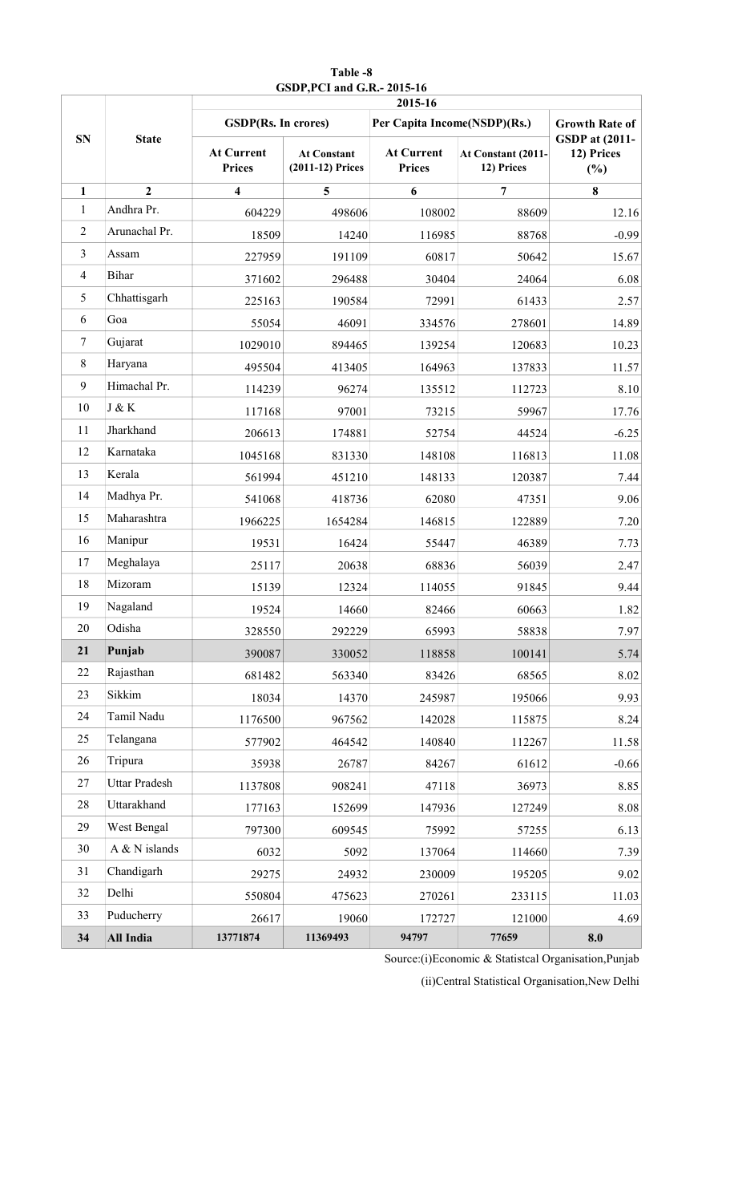**Table -8**
**GSDP,PCI and G.R.- 2015-16**

| SN | State | 2015-16 | | | | |
|---|---|---|---|---|---|---|
| | | GSDP(Rs. In crores) | | Per Capita Income(NSDP)(Rs.) | | Growth Rate of GSDP at (2011-12) Prices (%) |
| | | At Current Prices | At Constant (2011-12) Prices | At Current Prices | At Constant (2011-12) Prices | |
| **1** | **2** | **4** | **5** | **6** | **7** | **8** |
| 1 | Andhra Pr. | 604229 | 498606 | 108002 | 88609 | 12.16 |
| 2 | Arunachal Pr. | 18509 | 14240 | 116985 | 88768 | -0.99 |
| 3 | Assam | 227959 | 191109 | 60817 | 50642 | 15.67 |
| 4 | Bihar | 371602 | 296488 | 30404 | 24064 | 6.08 |
| 5 | Chhattisgarh | 225163 | 190584 | 72991 | 61433 | 2.57 |
| 6 | Goa | 55054 | 46091 | 334576 | 278601 | 14.89 |
| 7 | Gujarat | 1029010 | 894465 | 139254 | 120683 | 10.23 |
| 8 | Haryana | 495504 | 413405 | 164963 | 137833 | 11.57 |
| 9 | Himachal Pr. | 114239 | 96274 | 135512 | 112723 | 8.10 |
| 10 | J & K | 117168 | 97001 | 73215 | 59967 | 17.76 |
| 11 | Jharkhand | 206613 | 174881 | 52754 | 44524 | -6.25 |
| 12 | Karnataka | 1045168 | 831330 | 148108 | 116813 | 11.08 |
| 13 | Kerala | 561994 | 451210 | 148133 | 120387 | 7.44 |
| 14 | Madhya Pr. | 541068 | 418736 | 62080 | 47351 | 9.06 |
| 15 | Maharashtra | 1966225 | 1654284 | 146815 | 122889 | 7.20 |
| 16 | Manipur | 19531 | 16424 | 55447 | 46389 | 7.73 |
| 17 | Meghalaya | 25117 | 20638 | 68836 | 56039 | 2.47 |
| 18 | Mizoram | 15139 | 12324 | 114055 | 91845 | 9.44 |
| 19 | Nagaland | 19524 | 14660 | 82466 | 60663 | 1.82 |
| 20 | Odisha | 328550 | 292229 | 65993 | 58838 | 7.97 |
| **21** | **Punjab** | 390087 | 330052 | 118858 | 100141 | 5.74 |
| 22 | Rajasthan | 681482 | 563340 | 83426 | 68565 | 8.02 |
| 23 | Sikkim | 18034 | 14370 | 245987 | 195066 | 9.93 |
| 24 | Tamil Nadu | 1176500 | 967562 | 142028 | 115875 | 8.24 |
| 25 | Telangana | 577902 | 464542 | 140840 | 112267 | 11.58 |
| 26 | Tripura | 35938 | 26787 | 84267 | 61612 | -0.66 |
| 27 | Uttar Pradesh | 1137808 | 908241 | 47118 | 36973 | 8.85 |
| 28 | Uttarakhand | 177163 | 152699 | 147936 | 127249 | 8.08 |
| 29 | West Bengal | 797300 | 609545 | 75992 | 57255 | 6.13 |
| 30 | A & N islands | 6032 | 5092 | 137064 | 114660 | 7.39 |
| 31 | Chandigarh | 29275 | 24932 | 230009 | 195205 | 9.02 |
| 32 | Delhi | 550804 | 475623 | 270261 | 233115 | 11.03 |
| 33 | Puducherry | 26617 | 19060 | 172727 | 121000 | 4.69 |
| **34** | **All India** | **13771874** | **11369493** | **94797** | **77659** | **8.0** |

Source:(i)Economic & Statistcal Organisation,Punjab

(ii)Central Statistical Organisation,New Delhi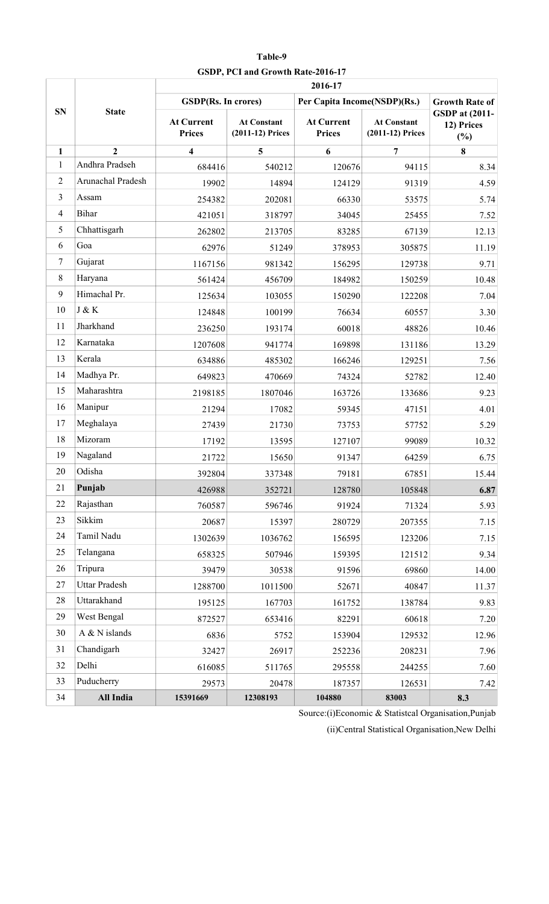**Table-9**

**GSDP, PCI and Growth Rate-2016-17**

| SN | State | 2016-17 | | | | |
|---|---|---|---|---|---|---|
| | | GSDP(Rs. In crores) | | Per Capita Income(NSDP)(Rs.) | | Growth Rate of GSDP at (2011-12) Prices (%) |
| | | At Current Prices | At Constant (2011-12) Prices | At Current Prices | At Constant (2011-12) Prices | |
| **1** | **2** | **4** | **5** | **6** | **7** | **8** |
| 1 | Andhra Pradseh | 684416 | 540212 | 120676 | 94115 | 8.34 |
| 2 | Arunachal Pradesh | 19902 | 14894 | 124129 | 91319 | 4.59 |
| 3 | Assam | 254382 | 202081 | 66330 | 53575 | 5.74 |
| 4 | Bihar | 421051 | 318797 | 34045 | 25455 | 7.52 |
| 5 | Chhattisgarh | 262802 | 213705 | 83285 | 67139 | 12.13 |
| 6 | Goa | 62976 | 51249 | 378953 | 305875 | 11.19 |
| 7 | Gujarat | 1167156 | 981342 | 156295 | 129738 | 9.71 |
| 8 | Haryana | 561424 | 456709 | 184982 | 150259 | 10.48 |
| 9 | Himachal Pr. | 125634 | 103055 | 150290 | 122208 | 7.04 |
| 10 | J & K | 124848 | 100199 | 76634 | 60557 | 3.30 |
| 11 | Jharkhand | 236250 | 193174 | 60018 | 48826 | 10.46 |
| 12 | Karnataka | 1207608 | 941774 | 169898 | 131186 | 13.29 |
| 13 | Kerala | 634886 | 485302 | 166246 | 129251 | 7.56 |
| 14 | Madhya Pr. | 649823 | 470669 | 74324 | 52782 | 12.40 |
| 15 | Maharashtra | 2198185 | 1807046 | 163726 | 133686 | 9.23 |
| 16 | Manipur | 21294 | 17082 | 59345 | 47151 | 4.01 |
| 17 | Meghalaya | 27439 | 21730 | 73753 | 57752 | 5.29 |
| 18 | Mizoram | 17192 | 13595 | 127107 | 99089 | 10.32 |
| 19 | Nagaland | 21722 | 15650 | 91347 | 64259 | 6.75 |
| 20 | Odisha | 392804 | 337348 | 79181 | 67851 | 15.44 |
| 21 | **Punjab** | 426988 | 352721 | 128780 | 105848 | **6.87** |
| 22 | Rajasthan | 760587 | 596746 | 91924 | 71324 | 5.93 |
| 23 | Sikkim | 20687 | 15397 | 280729 | 207355 | 7.15 |
| 24 | Tamil Nadu | 1302639 | 1036762 | 156595 | 123206 | 7.15 |
| 25 | Telangana | 658325 | 507946 | 159395 | 121512 | 9.34 |
| 26 | Tripura | 39479 | 30538 | 91596 | 69860 | 14.00 |
| 27 | Uttar Pradesh | 1288700 | 1011500 | 52671 | 40847 | 11.37 |
| 28 | Uttarakhand | 195125 | 167703 | 161752 | 138784 | 9.83 |
| 29 | West Bengal | 872527 | 653416 | 82291 | 60618 | 7.20 |
| 30 | A & N islands | 6836 | 5752 | 153904 | 129532 | 12.96 |
| 31 | Chandigarh | 32427 | 26917 | 252236 | 208231 | 7.96 |
| 32 | Delhi | 616085 | 511765 | 295558 | 244255 | 7.60 |
| 33 | Puducherry | 29573 | 20478 | 187357 | 126531 | 7.42 |
| 34 | **All India** | **15391669** | **12308193** | **104880** | **83003** | **8.3** |

Source:(i)Economic & Statistcal Organisation,Punjab

(ii)Central Statistical Organisation,New Delhi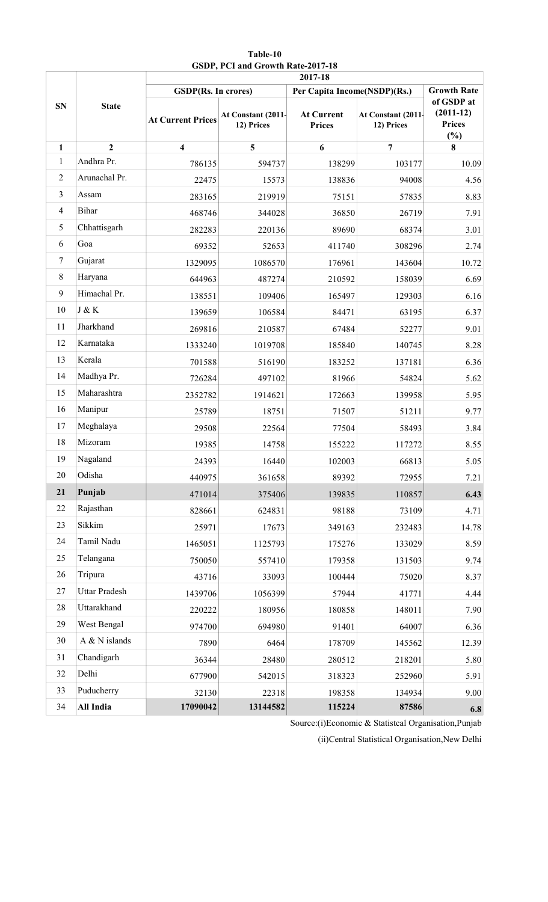**Table-10**
**GSDP, PCI and Growth Rate-2017-18**

| SN | State | 2017-18 | | | | |
|---|---|---|---|---|---|---|
| | | GSDP(Rs. In crores) | | Per Capita Income(NSDP)(Rs.) | | Growth Rate of GSDP at (2011-12) Prices (%) |
| | | At Current Prices | At Constant (2011-12) Prices | At Current Prices | At Constant (2011-12) Prices | |
| **1** | **2** | **4** | **5** | **6** | **7** | **8** |
| 1 | Andhra Pr. | 786135 | 594737 | 138299 | 103177 | 10.09 |
| 2 | Arunachal Pr. | 22475 | 15573 | 138836 | 94008 | 4.56 |
| 3 | Assam | 283165 | 219919 | 75151 | 57835 | 8.83 |
| 4 | Bihar | 468746 | 344028 | 36850 | 26719 | 7.91 |
| 5 | Chhattisgarh | 282283 | 220136 | 89690 | 68374 | 3.01 |
| 6 | Goa | 69352 | 52653 | 411740 | 308296 | 2.74 |
| 7 | Gujarat | 1329095 | 1086570 | 176961 | 143604 | 10.72 |
| 8 | Haryana | 644963 | 487274 | 210592 | 158039 | 6.69 |
| 9 | Himachal Pr. | 138551 | 109406 | 165497 | 129303 | 6.16 |
| 10 | J & K | 139659 | 106584 | 84471 | 63195 | 6.37 |
| 11 | Jharkhand | 269816 | 210587 | 67484 | 52277 | 9.01 |
| 12 | Karnataka | 1333240 | 1019708 | 185840 | 140745 | 8.28 |
| 13 | Kerala | 701588 | 516190 | 183252 | 137181 | 6.36 |
| 14 | Madhya Pr. | 726284 | 497102 | 81966 | 54824 | 5.62 |
| 15 | Maharashtra | 2352782 | 1914621 | 172663 | 139958 | 5.95 |
| 16 | Manipur | 25789 | 18751 | 71507 | 51211 | 9.77 |
| 17 | Meghalaya | 29508 | 22564 | 77504 | 58493 | 3.84 |
| 18 | Mizoram | 19385 | 14758 | 155222 | 117272 | 8.55 |
| 19 | Nagaland | 24393 | 16440 | 102003 | 66813 | 5.05 |
| 20 | Odisha | 440975 | 361658 | 89392 | 72955 | 7.21 |
| **21** | **Punjab** | 471014 | 375406 | 139835 | 110857 | **6.43** |
| 22 | Rajasthan | 828661 | 624831 | 98188 | 73109 | 4.71 |
| 23 | Sikkim | 25971 | 17673 | 349163 | 232483 | 14.78 |
| 24 | Tamil Nadu | 1465051 | 1125793 | 175276 | 133029 | 8.59 |
| 25 | Telangana | 750050 | 557410 | 179358 | 131503 | 9.74 |
| 26 | Tripura | 43716 | 33093 | 100444 | 75020 | 8.37 |
| 27 | Uttar Pradesh | 1439706 | 1056399 | 57944 | 41771 | 4.44 |
| 28 | Uttarakhand | 220222 | 180956 | 180858 | 148011 | 7.90 |
| 29 | West Bengal | 974700 | 694980 | 91401 | 64007 | 6.36 |
| 30 | A & N islands | 7890 | 6464 | 178709 | 145562 | 12.39 |
| 31 | Chandigarh | 36344 | 28480 | 280512 | 218201 | 5.80 |
| 32 | Delhi | 677900 | 542015 | 318323 | 252960 | 5.91 |
| 33 | Puducherry | 32130 | 22318 | 198358 | 134934 | 9.00 |
| 34 | **All India** | **17090042** | **13144582** | 115224 | 87586 | **6.8** |

Source:(i)Economic & Statistcal Organisation,Punjab

(ii)Central Statistical Organisation,New Delhi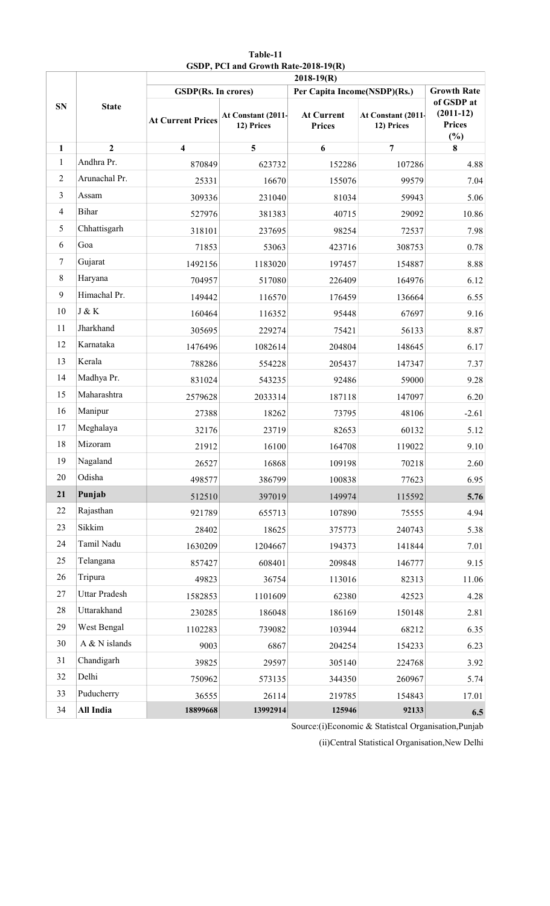**Table-11**
**GSDP, PCI and Growth Rate-2018-19(R)**

| SN | State | 2018-19(R) | | | | |
|---|---|---|---|---|---|---|
| | | GSDP(Rs. In crores) | | Per Capita Income(NSDP)(Rs.) | | Growth Rate of GSDP at (2011-12) Prices (%) |
| | | At Current Prices | At Constant (2011-12) Prices | At Current Prices | At Constant (2011-12) Prices | |
| **1** | **2** | **4** | **5** | **6** | **7** | **8** |
| 1 | Andhra Pr. | 870849 | 623732 | 152286 | 107286 | 4.88 |
| 2 | Arunachal Pr. | 25331 | 16670 | 155076 | 99579 | 7.04 |
| 3 | Assam | 309336 | 231040 | 81034 | 59943 | 5.06 |
| 4 | Bihar | 527976 | 381383 | 40715 | 29092 | 10.86 |
| 5 | Chhattisgarh | 318101 | 237695 | 98254 | 72537 | 7.98 |
| 6 | Goa | 71853 | 53063 | 423716 | 308753 | 0.78 |
| 7 | Gujarat | 1492156 | 1183020 | 197457 | 154887 | 8.88 |
| 8 | Haryana | 704957 | 517080 | 226409 | 164976 | 6.12 |
| 9 | Himachal Pr. | 149442 | 116570 | 176459 | 136664 | 6.55 |
| 10 | J & K | 160464 | 116352 | 95448 | 67697 | 9.16 |
| 11 | Jharkhand | 305695 | 229274 | 75421 | 56133 | 8.87 |
| 12 | Karnataka | 1476496 | 1082614 | 204804 | 148645 | 6.17 |
| 13 | Kerala | 788286 | 554228 | 205437 | 147347 | 7.37 |
| 14 | Madhya Pr. | 831024 | 543235 | 92486 | 59000 | 9.28 |
| 15 | Maharashtra | 2579628 | 2033314 | 187118 | 147097 | 6.20 |
| 16 | Manipur | 27388 | 18262 | 73795 | 48106 | -2.61 |
| 17 | Meghalaya | 32176 | 23719 | 82653 | 60132 | 5.12 |
| 18 | Mizoram | 21912 | 16100 | 164708 | 119022 | 9.10 |
| 19 | Nagaland | 26527 | 16868 | 109198 | 70218 | 2.60 |
| 20 | Odisha | 498577 | 386799 | 100838 | 77623 | 6.95 |
| **21** | **Punjab** | 512510 | 397019 | 149974 | 115592 | **5.76** |
| 22 | Rajasthan | 921789 | 655713 | 107890 | 75555 | 4.94 |
| 23 | Sikkim | 28402 | 18625 | 375773 | 240743 | 5.38 |
| 24 | Tamil Nadu | 1630209 | 1204667 | 194373 | 141844 | 7.01 |
| 25 | Telangana | 857427 | 608401 | 209848 | 146777 | 9.15 |
| 26 | Tripura | 49823 | 36754 | 113016 | 82313 | 11.06 |
| 27 | Uttar Pradesh | 1582853 | 1101609 | 62380 | 42523 | 4.28 |
| 28 | Uttarakhand | 230285 | 186048 | 186169 | 150148 | 2.81 |
| 29 | West Bengal | 1102283 | 739082 | 103944 | 68212 | 6.35 |
| 30 | A & N islands | 9003 | 6867 | 204254 | 154233 | 6.23 |
| 31 | Chandigarh | 39825 | 29597 | 305140 | 224768 | 3.92 |
| 32 | Delhi | 750962 | 573135 | 344350 | 260967 | 5.74 |
| 33 | Puducherry | 36555 | 26114 | 219785 | 154843 | 17.01 |
| 34 | **All India** | **18899668** | **13992914** | **125946** | **92133** | **6.5** |

Source:(i)Economic & Statistcal Organisation,Punjab

(ii)Central Statistical Organisation,New Delhi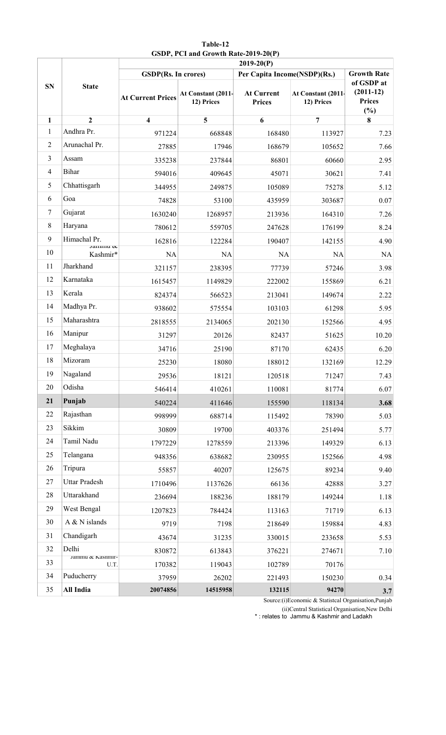**Table-12**
**GSDP, PCI and Growth Rate-2019-20(P)**

| SN | State | 2019-20(P) | | | | |
|---|---|---|---|---|---|---|
| | | GSDP(Rs. In crores) | | Per Capita Income(NSDP)(Rs.) | | Growth Rate of GSDP at (2011-12) Prices (%) |
| | | At Current Prices | At Constant (2011-12) Prices | At Current Prices | At Constant (2011-12) Prices | |
| **1** | **2** | **4** | **5** | **6** | **7** | **8** |
| 1 | Andhra Pr. | 971224 | 668848 | 168480 | 113927 | 7.23 |
| 2 | Arunachal Pr. | 27885 | 17946 | 168679 | 105652 | 7.66 |
| 3 | Assam | 335238 | 237844 | 86801 | 60660 | 2.95 |
| 4 | Bihar | 594016 | 409645 | 45071 | 30621 | 7.41 |
| 5 | Chhattisgarh | 344955 | 249875 | 105089 | 75278 | 5.12 |
| 6 | Goa | 74828 | 53100 | 435959 | 303687 | 0.07 |
| 7 | Gujarat | 1630240 | 1268957 | 213936 | 164310 | 7.26 |
| 8 | Haryana | 780612 | 559705 | 247628 | 176199 | 8.24 |
| 9 | Himachal Pr. | 162816 | 122284 | 190407 | 142155 | 4.90 |
| 10 | Jammu & Kashmir* | NA | NA | NA | NA | NA |
| 11 | Jharkhand | 321157 | 238395 | 77739 | 57246 | 3.98 |
| 12 | Karnataka | 1615457 | 1149829 | 222002 | 155869 | 6.21 |
| 13 | Kerala | 824374 | 566523 | 213041 | 149674 | 2.22 |
| 14 | Madhya Pr. | 938602 | 575554 | 103103 | 61298 | 5.95 |
| 15 | Maharashtra | 2818555 | 2134065 | 202130 | 152566 | 4.95 |
| 16 | Manipur | 31297 | 20126 | 82437 | 51625 | 10.20 |
| 17 | Meghalaya | 34716 | 25190 | 87170 | 62435 | 6.20 |
| 18 | Mizoram | 25230 | 18080 | 188012 | 132169 | 12.29 |
| 19 | Nagaland | 29536 | 18121 | 120518 | 71247 | 7.43 |
| 20 | Odisha | 546414 | 410261 | 110081 | 81774 | 6.07 |
| **21** | **Punjab** | 540224 | 411646 | 155590 | 118134 | **3.68** |
| 22 | Rajasthan | 998999 | 688714 | 115492 | 78390 | 5.03 |
| 23 | Sikkim | 30809 | 19700 | 403376 | 251494 | 5.77 |
| 24 | Tamil Nadu | 1797229 | 1278559 | 213396 | 149329 | 6.13 |
| 25 | Telangana | 948356 | 638682 | 230955 | 152566 | 4.98 |
| 26 | Tripura | 55857 | 40207 | 125675 | 89234 | 9.40 |
| 27 | Uttar Pradesh | 1710496 | 1137626 | 66136 | 42888 | 3.27 |
| 28 | Uttarakhand | 236694 | 188236 | 188179 | 149244 | 1.18 |
| 29 | West Bengal | 1207823 | 784424 | 113163 | 71719 | 6.13 |
| 30 | A & N islands | 9719 | 7198 | 218649 | 159884 | 4.83 |
| 31 | Chandigarh | 43674 | 31235 | 330015 | 233658 | 5.53 |
| 32 | Delhi | 830872 | 613843 | 376221 | 274671 | 7.10 |
| 33 | Jammu & Kashmir-U.T. | 170382 | 119043 | 102789 | 70176 | |
| 34 | Puducherry | 37959 | 26202 | 221493 | 150230 | 0.34 |
| 35 | **All India** | **20074856** | **14515958** | **132115** | **94270** | **3.7** |

Source:(i)Economic & Statistcal Organisation,Punjab
(ii)Central Statistical Organisation,New Delhi

\* : relates to Jammu & Kashmir and Ladakh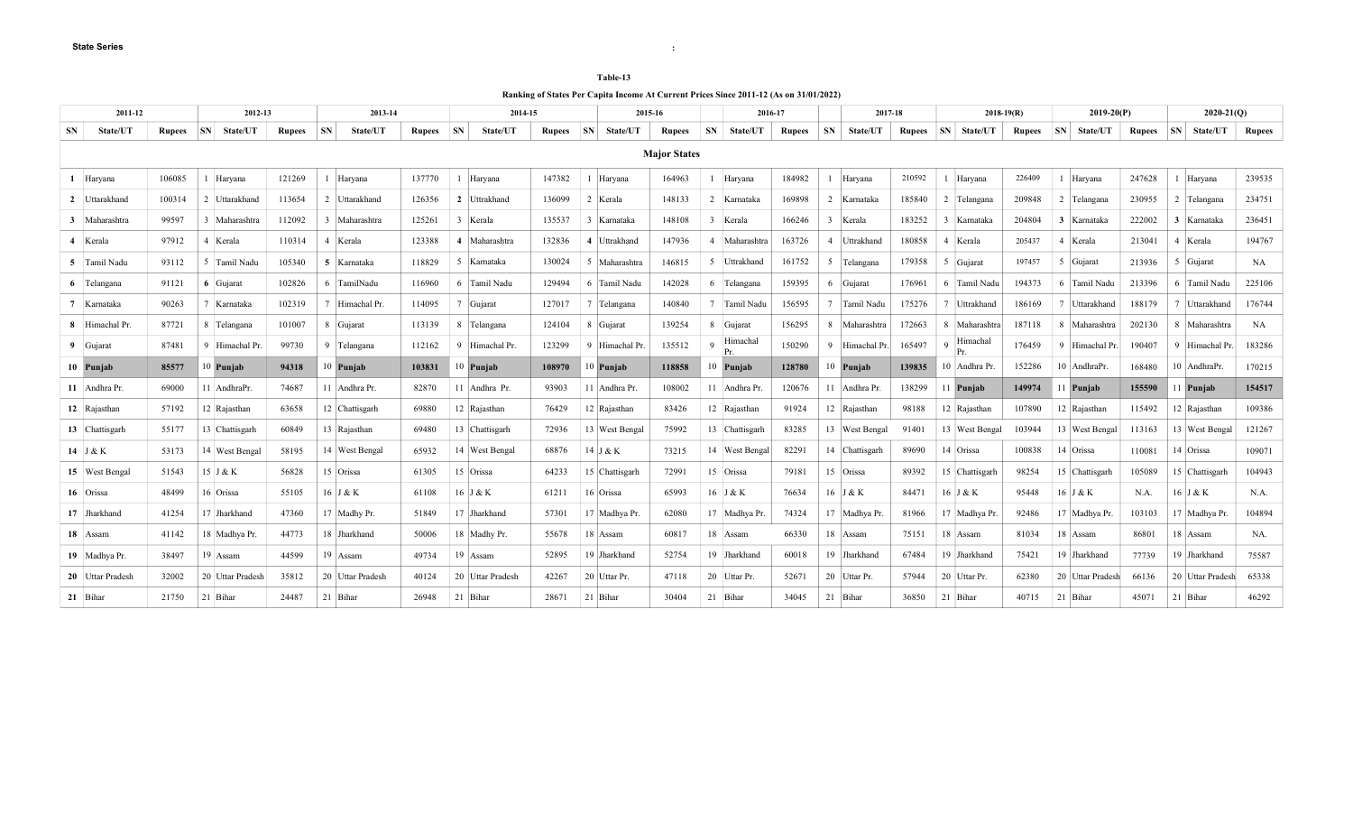**State Series**

**Table-13**

**Ranking of States Per Capita Income At Current Prices Since 2011-12 (As on 31/01/2022)**

| 2011-12 | | | 2012-13 | | | 2013-14 | | | 2014-15 | | | 2015-16 | | | 2016-17 | | | 2017-18 | | | 2018-19(R) | | | 2019-20(P) | | | 2020-21(Q) | | |
|---|---|---|---|---|---|---|---|---|---|---|---|---|---|---|---|---|---|---|---|---|---|---|---|---|---|---|---|---|---|
| SN | State/UT | Rupees | SN | State/UT | Rupees | SN | State/UT | Rupees | SN | State/UT | Rupees | SN | State/UT | Rupees | SN | State/UT | Rupees | SN | State/UT | Rupees | SN | State/UT | Rupees | SN | State/UT | Rupees | SN | State/UT | Rupees |
| **Major States** | | | | | | | | | | | | | | | | | | | | | | | | | | | | | |
| 1 | Haryana | 106085 | 1 | Haryana | 121269 | 1 | Haryana | 137770 | 1 | Haryana | 147382 | 1 | Haryana | 164963 | 1 | Haryana | 184982 | 1 | Haryana | 210592 | 1 | Haryana | 226409 | 1 | Haryana | 247628 | 1 | Haryana | 239535 |
| 2 | Uttarakhand | 100314 | 2 | Uttarakhand | 113654 | 2 | Uttarakhand | 126356 | 2 | Uttrakhand | 136099 | 2 | Kerala | 148133 | 2 | Karnataka | 169898 | 2 | Karnataka | 185840 | 2 | Telangana | 209848 | 2 | Telangana | 230955 | 2 | Telangana | 234751 |
| 3 | Maharashtra | 99597 | 3 | Maharashtra | 112092 | 3 | Maharashtra | 125261 | 3 | Kerala | 135537 | 3 | Karnataka | 148108 | 3 | Kerala | 166246 | 3 | Kerala | 183252 | 3 | Karnataka | 204804 | 3 | Karnataka | 222002 | 3 | Karnataka | 236451 |
| 4 | Kerala | 97912 | 4 | Kerala | 110314 | 4 | Kerala | 123388 | 4 | Maharashtra | 132836 | 4 | Uttrakhand | 147936 | 4 | Maharashtra | 163726 | 4 | Uttrakhand | 180858 | 4 | Kerala | 205437 | 4 | Kerala | 213041 | 4 | Kerala | 194767 |
| 5 | Tamil Nadu | 93112 | 5 | Tamil Nadu | 105340 | 5 | Karnataka | 118829 | 5 | Karnataka | 130024 | 5 | Maharashtra | 146815 | 5 | Uttrakhand | 161752 | 5 | Telangana | 179358 | 5 | Gujarat | 197457 | 5 | Gujarat | 213936 | 5 | Gujarat | NA |
| 6 | Telangana | 91121 | 6 | Gujarat | 102826 | 6 | TamilNadu | 116960 | 6 | Tamil Nadu | 129494 | 6 | Tamil Nadu | 142028 | 6 | Telangana | 159395 | 6 | Gujarat | 176961 | 6 | Tamil Nadu | 194373 | 6 | Tamil Nadu | 213396 | 6 | Tamil Nadu | 225106 |
| 7 | Karnataka | 90263 | 7 | Karnataka | 102319 | 7 | Himachal Pr. | 114095 | 7 | Gujarat | 127017 | 7 | Telangana | 140840 | 7 | Tamil Nadu | 156595 | 7 | Tamil Nadu | 175276 | 7 | Uttrakhand | 186169 | 7 | Uttarakhand | 188179 | 7 | Uttarakhand | 176744 |
| 8 | Himachal Pr. | 87721 | 8 | Telangana | 101007 | 8 | Gujarat | 113139 | 8 | Telangana | 124104 | 8 | Gujarat | 139254 | 8 | Gujarat | 156295 | 8 | Maharashtra | 172663 | 8 | Maharashtra | 187118 | 8 | Maharashtra | 202130 | 8 | Maharashtra | NA |
| 9 | Gujarat | 87481 | 9 | Himachal Pr. | 99730 | 9 | Telangana | 112162 | 9 | Himachal Pr. | 123299 | 9 | Himachal Pr. | 135512 | 9 | Himachal Pr. | 150290 | 9 | Himachal Pr. | 165497 | 9 | Himachal Pr. | 176459 | 9 | Himachal Pr. | 190407 | 9 | Himachal Pr. | 183286 |
| **10** | **Punjab** | **85577** | 10 | **Punjab** | **94318** | 10 | **Punjab** | **103831** | 10 | **Punjab** | **108970** | 10 | **Punjab** | **118858** | 10 | **Punjab** | **128780** | 10 | **Punjab** | **139835** | 10 | Andhra Pr. | 152286 | 10 | AndhraPr. | 168480 | 10 | AndhraPr. | 170215 |
| 11 | Andhra Pr. | 69000 | 11 | AndhraPr. | 74687 | 11 | Andhra Pr. | 82870 | 11 | Andhra Pr. | 93903 | 11 | Andhra Pr. | 108002 | 11 | Andhra Pr. | 120676 | 11 | Andhra Pr. | 138299 | 11 | **Punjab** | **149974** | 11 | **Punjab** | **155590** | 11 | **Punjab** | **154517** |
| 12 | Rajasthan | 57192 | 12 | Rajasthan | 63658 | 12 | Chattisgarh | 69880 | 12 | Rajasthan | 76429 | 12 | Rajasthan | 83426 | 12 | Rajasthan | 91924 | 12 | Rajasthan | 98188 | 12 | Rajasthan | 107890 | 12 | Rajasthan | 115492 | 12 | Rajasthan | 109386 |
| 13 | Chattisgarh | 55177 | 13 | Chattisgarh | 60849 | 13 | Rajasthan | 69480 | 13 | Chattisgarh | 72936 | 13 | West Bengal | 75992 | 13 | Chattisgarh | 83285 | 13 | West Bengal | 91401 | 13 | West Bengal | 103944 | 13 | West Bengal | 113163 | 13 | West Bengal | 121267 |
| 14 | J & K | 53173 | 14 | West Bengal | 58195 | 14 | West Bengal | 65932 | 14 | West Bengal | 68876 | 14 | J & K | 73215 | 14 | West Bengal | 82291 | 14 | Chattisgarh | 89690 | 14 | Orissa | 100838 | 14 | Orissa | 110081 | 14 | Orissa | 109071 |
| 15 | West Bengal | 51543 | 15 | J & K | 56828 | 15 | Orissa | 61305 | 15 | Orissa | 64233 | 15 | Chattisgarh | 72991 | 15 | Orissa | 79181 | 15 | Orissa | 89392 | 15 | Chattisgarh | 98254 | 15 | Chattisgarh | 105089 | 15 | Chattisgarh | 104943 |
| 16 | Orissa | 48499 | 16 | Orissa | 55105 | 16 | J & K | 61108 | 16 | J & K | 61211 | 16 | Orissa | 65993 | 16 | J & K | 76634 | 16 | J & K | 84471 | 16 | J & K | 95448 | 16 | J & K | N.A. | 16 | J & K | N.A. |
| 17 | Jharkhand | 41254 | 17 | Jharkhand | 47360 | 17 | Madhy Pr. | 51849 | 17 | Jharkhand | 57301 | 17 | Madhya Pr. | 62080 | 17 | Madhya Pr. | 74324 | 17 | Madhya Pr. | 81966 | 17 | Madhya Pr. | 92486 | 17 | Madhya Pr. | 103103 | 17 | Madhya Pr. | 104894 |
| 18 | Assam | 41142 | 18 | Madhya Pr. | 44773 | 18 | Jharkhand | 50006 | 18 | Madhy Pr. | 55678 | 18 | Assam | 60817 | 18 | Assam | 66330 | 18 | Assam | 75151 | 18 | Assam | 81034 | 18 | Assam | 86801 | 18 | Assam | NA. |
| 19 | Madhya Pr. | 38497 | 19 | Assam | 44599 | 19 | Assam | 49734 | 19 | Assam | 52895 | 19 | Jharkhand | 52754 | 19 | Jharkhand | 60018 | 19 | Jharkhand | 67484 | 19 | Jharkhand | 75421 | 19 | Jharkhand | 77739 | 19 | Jharkhand | 75587 |
| 20 | Uttar Pradesh | 32002 | 20 | Uttar Pradesh | 35812 | 20 | Uttar Pradesh | 40124 | 20 | Uttar Pradesh | 42267 | 20 | Uttar Pr. | 47118 | 20 | Uttar Pr. | 52671 | 20 | Uttar Pr. | 57944 | 20 | Uttar Pr. | 62380 | 20 | Uttar Pradesh | 66136 | 20 | Uttar Pradesh | 65338 |
| 21 | Bihar | 21750 | 21 | Bihar | 24487 | 21 | Bihar | 26948 | 21 | Bihar | 28671 | 21 | Bihar | 30404 | 21 | Bihar | 34045 | 21 | Bihar | 36850 | 21 | Bihar | 40715 | 21 | Bihar | 45071 | 21 | Bihar | 46292 |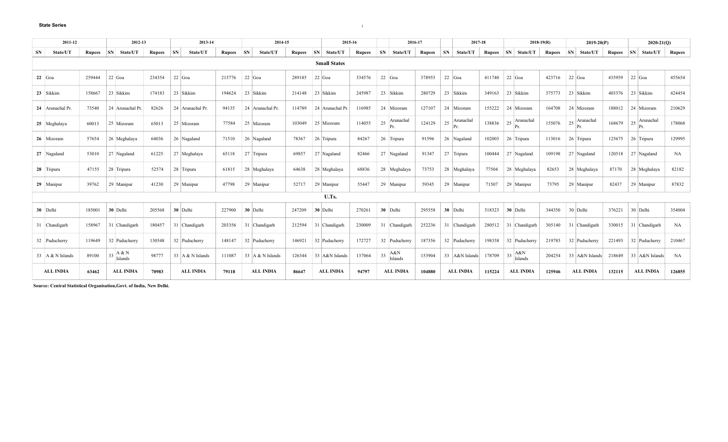**State Series**

| 2011-12 | | | 2012-13 | | | 2013-14 | | | 2014-15 | | | 2015-16 | | | 2016-17 | | | 2017-18 | | | 2018-19(R) | | | 2019-20(P) | | | 2020-21(Q) | | |
|---|---|---|---|---|---|---|---|---|---|---|---|---|---|---|---|---|---|---|---|---|---|---|---|---|---|---|---|---|---|
| SN | State/UT | Rupees | SN | State/UT | Rupees | SN | State/UT | Rupees | SN | State/UT | Rupees | SN | State/UT | Rupees | SN | State/UT | Rupees | SN | State/UT | Rupees | SN | State/UT | Rupees | SN | State/UT | Rupees | SN | State/UT | Rupees |
| **Small States** | | | | | | | | | | | | | | | | | | | | | | | | | | | | | |
| **22** | Goa | 259444 | 22 | Goa | 234354 | 22 | Goa | 215776 | 22 | Goa | 289185 | 22 | Goa | 334576 | 22 | Goa | 378953 | 22 | Goa | 411740 | 22 | Goa | 423716 | 22 | Goa | 435959 | 22 | Goa | 455654 |
| **23** | Sikkim | 158667 | 23 | Sikkim | 174183 | 23 | Sikkim | 194624 | 23 | Sikkim | 214148 | 23 | Sikkim | 245987 | 23 | Sikkim | 280729 | 23 | Sikkim | 349163 | 23 | Sikkim | 375773 | 23 | Sikkim | 403376 | 23 | Sikkim | 424454 |
| **24** | Arunachal Pr. | 73540 | 24 | Arunachal Pr. | 82626 | 24 | Arunachal Pr. | 94135 | 24 | Arunachal Pr. | 114789 | 24 | Arunachal Pr. | 116985 | 24 | Mizoram | 127107 | 24 | Mizoram | 155222 | 24 | Mizoram | 164708 | 24 | Mizoram | 188012 | 24 | Mizoram | 210629 |
| **25** | Meghalaya | 60013 | 25 | Mizoram | 65013 | 25 | Mizoram | 77584 | 25 | Mizoram | 103049 | 25 | Mizoram | 114055 | 25 | Arunachal Pr. | 124129 | 25 | Arunachal Pr. | 138836 | 25 | Arunachal Pr. | 155076 | 25 | Arunachal Pr. | 168679 | 25 | Arunachal Pr. | 178068 |
| **26** | Mizoram | 57654 | 26 | Meghalaya | 64036 | 26 | Nagaland | 71510 | 26 | Nagaland | 78367 | 26 | Tripura | 84267 | 26 | Tripura | 91596 | 26 | Nagaland | 102003 | 26 | Tripura | 113016 | 26 | Tripura | 125675 | 26 | Tripura | 129995 |
| **27** | Nagaland | 53010 | 27 | Nagaland | 61225 | 27 | Meghalaya | 65118 | 27 | Tripura | 69857 | 27 | Nagaland | 82466 | 27 | Nagaland | 91347 | 27 | Tripura | 100444 | 27 | Nagaland | 109198 | 27 | Nagaland | 120518 | 27 | Nagaland | NA |
| **28** | Tripura | 47155 | 28 | Tripura | 52574 | 28 | Tripura | 61815 | 28 | Meghalaya | 64638 | 28 | Meghalaya | 68836 | 28 | Meghalaya | 73753 | 28 | Meghalaya | 77504 | 28 | Meghalaya | 82653 | 28 | Meghalaya | 87170 | 28 | Meghalaya | 82182 |
| **29** | Manipur | 39762 | 29 | Manipur | 41230 | 29 | Manipur | 47798 | 29 | Manipur | 52717 | 29 | Manipur | 55447 | 29 | Manipur | 59345 | 29 | Manipur | 71507 | 29 | Manipur | 73795 | 29 | Manipur | 82437 | 29 | Manipur | 87832 |
| **U.Ts.** | | | | | | | | | | | | | | | | | | | | | | | | | | | | | |
| **30** | Delhi | 185001 | **30** | Delhi | 205568 | **30** | Delhi | 227900 | **30** | Delhi | 247209 | **30** | Delhi | 270261 | **30** | Delhi | 295558 | **30** | Delhi | 318323 | **30** | Delhi | 344350 | 30 | Delhi | 376221 | 30 | Delhi | 354004 |
| 31 | Chandigarh | 158967 | 31 | Chandigarh | 180457 | 31 | Chandigarh | 203356 | 31 | Chandigarh | 212594 | 31 | Chandigarh | 230009 | 31 | Chandigarh | 252236 | 31 | Chandigarh | 280512 | 31 | Chandigarh | 305140 | 31 | Chandigarh | 330015 | 31 | Chandigarh | NA |
| 32 | Puducherry | 119649 | 32 | Puducherry | 130548 | 32 | Puducherry | 148147 | 32 | Puducherry | 146921 | 32 | Puducherry | 172727 | 32 | Puducherry | 187356 | 32 | Puducherry | 198358 | 32 | Puducherry | 219785 | 32 | Puducherry | 221493 | 32 | Puducherry | 210467 |
| 33 | A & N Islands | 89100 | 33 | A & N Islands | 98777 | 33 | A & N Islands | 111087 | 33 | A & N Islands | 126344 | 33 | A&N Islands | 137064 | 33 | A&N Islands | 153904 | 33 | A&N Islands | 178709 | 33 | A&N Islands | 204254 | 33 | A&N Islands | 218649 | 33 | A&N Islands | NA |
| | **ALL INDIA** | **63462** | | **ALL INDIA** | **70983** | | **ALL INDIA** | **79118** | | **ALL INDIA** | **86647** | | **ALL INDIA** | **94797** | | **ALL INDIA** | **104880** | | **ALL INDIA** | **115224** | | **ALL INDIA** | **125946** | | **ALL INDIA** | **132115** | | **ALL INDIA** | **126855** |

**Source: Central Statistical Organisation,Govt. of India, New Delhi.**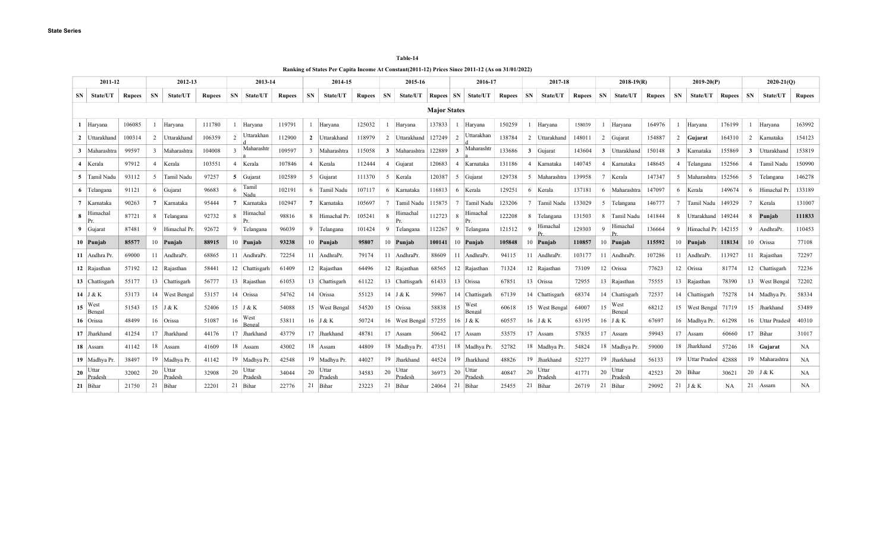**State Series**

**Table-14**

**Ranking of States Per Capita Income At Constant(2011-12) Prices Since 2011-12 (As on 31/01/2022)**

| 2011-12 | | | 2012-13 | | | 2013-14 | | | 2014-15 | | | 2015-16 | | | 2016-17 | | | 2017-18 | | | 2018-19(R) | | | 2019-20(P) | | | 2020-21(Q) | | |
|---|---|---|---|---|---|---|---|---|---|---|---|---|---|---|---|---|---|---|---|---|---|---|---|---|---|---|---|---|---|
| SN | State/UT | Rupees | SN | State/UT | Rupees | SN | State/UT | Rupees | SN | State/UT | Rupees | SN | State/UT | Rupees | SN | State/UT | Rupees | SN | State/UT | Rupees | SN | State/UT | Rupees | SN | State/UT | Rupees | SN | State/UT | Rupees |
| **Major States** | | | | | | | | | | | | | | | | | | | | | | | | | | | | | |
| 1 | Haryana | 106085 | 1 | Haryana | 111780 | 1 | Haryana | 119791 | 1 | Haryana | 125032 | 1 | Haryana | 137833 | 1 | Haryana | 150259 | 1 | Haryana | 158039 | 1 | Haryana | 164976 | 1 | Haryana | 176199 | 1 | Haryana | 163992 |
| 2 | Uttarakhand | 100314 | 2 | Uttarakhand | 106359 | 2 | Uttarakhand | 112900 | 2 | Uttarakhand | 118979 | 2 | Uttarakhand | 127249 | 2 | Uttarakhand | 138784 | 2 | Uttarakhand | 148011 | 2 | Gujarat | 154887 | 2 | **Gujarat** | 164310 | 2 | Karnataka | 154123 |
| 3 | Maharashtra | 99597 | 3 | Maharashtra | 104008 | 3 | Maharashtra | 109597 | 3 | Maharashtra | 115058 | 3 | Maharashtra | 122889 | 3 | Maharashtra | 133686 | 3 | Gujarat | 143604 | 3 | Uttarakhand | 150148 | 3 | Karnataka | 155869 | 3 | Uttarakhand | 153819 |
| 4 | Kerala | 97912 | 4 | Kerala | 103551 | 4 | Kerala | 107846 | 4 | Kerala | 112444 | 4 | Gujarat | 120683 | 4 | Karnataka | 131186 | 4 | Karnataka | 140745 | 4 | Karnataka | 148645 | 4 | Telangana | 152566 | 4 | Tamil Nadu | 150990 |
| 5 | Tamil Nadu | 93112 | 5 | Tamil Nadu | 97257 | 5 | Gujarat | 102589 | 5 | Gujarat | 111370 | 5 | Kerala | 120387 | 5 | Gujarat | 129738 | 5 | Maharashtra | 139958 | 7 | Kerala | 147347 | 5 | Maharashtra | 152566 | 5 | Telangana | 146278 |
| 6 | Telangana | 91121 | 6 | Gujarat | 96683 | 6 | Tamil Nadu | 102191 | 6 | Tamil Nadu | 107117 | 6 | Karnataka | 116813 | 6 | Kerala | 129251 | 6 | Kerala | 137181 | 6 | Maharashtra | 147097 | 6 | Kerala | 149674 | 6 | Himachal Pr. | 133189 |
| 7 | Karnataka | 90263 | 7 | Karnataka | 95444 | 7 | Karnataka | 102947 | 7 | Karnataka | 105697 | 7 | Tamil Nadu | 115875 | 7 | Tamil Nadu | 123206 | 7 | Tamil Nadu | 133029 | 5 | Telangana | 146777 | 7 | Tamil Nadu | 149329 | 7 | Kerala | 131007 |
| 8 | Himachal Pr. | 87721 | 8 | Telangana | 92732 | 8 | Himachal Pr. | 98816 | 8 | Himachal Pr. | 105241 | 8 | Himachal Pr. | 112723 | 8 | Himachal Pr. | 122208 | 8 | Telangana | 131503 | 8 | Tamil Nadu | 141844 | 8 | Uttarakhand | 149244 | 8 | **Punjab** | **111833** |
| 9 | Gujarat | 87481 | 9 | Himachal Pr. | 92672 | 9 | Telangana | 96039 | 9 | Telangana | 101424 | 9 | Telangana | 112267 | 9 | Telangana | 121512 | 9 | Himachal Pr. | 129303 | 9 | Himachal Pr. | 136664 | 9 | Himachal Pr | 142155 | 9 | AndhraPr. | 110453 |
| 10 | **Punjab** | **85577** | 10 | **Punjab** | **88915** | 10 | **Punjab** | **93238** | 10 | **Punjab** | **95807** | 10 | **Punjab** | **100141** | 10 | **Punjab** | **105848** | 10 | **Punjab** | **110857** | 10 | **Punjab** | **115592** | 10 | **Punjab** | **118134** | 10 | Orissa | 77108 |
| 11 | Andhra Pr. | 69000 | 11 | AndhraPr. | 68865 | 11 | AndhraPr. | 72254 | 11 | AndhraPr. | 79174 | 11 | AndhraPr. | 88609 | 11 | AndhraPr. | 94115 | 11 | AndhraPr. | 103177 | 11 | AndhraPr. | 107286 | 11 | AndhraPr. | 113927 | 11 | Rajasthan | 72297 |
| 12 | Rajasthan | 57192 | 12 | Rajasthan | 58441 | 12 | Chattisgarh | 61409 | 12 | Rajasthan | 64496 | 12 | Rajasthan | 68565 | 12 | Rajasthan | 71324 | 12 | Rajasthan | 73109 | 12 | Orissa | 77623 | 12 | Orissa | 81774 | 12 | Chattisgarh | 72236 |
| 13 | Chattisgarh | 55177 | 13 | Chattisgarh | 56777 | 13 | Rajasthan | 61053 | 13 | Chattisgarh | 61122 | 13 | Chattisgarh | 61433 | 13 | Orissa | 67851 | 13 | Orissa | 72955 | 13 | Rajasthan | 75555 | 13 | Rajasthan | 78390 | 13 | West Bengal | 72202 |
| 14 | J & K | 53173 | 14 | West Bengal | 53157 | 14 | Orissa | 54762 | 14 | Orissa | 55123 | 14 | J & K | 59967 | 14 | Chattisgarh | 67139 | 14 | Chattisgarh | 68374 | 14 | Chattisgarh | 72537 | 14 | Chattisgarh | 75278 | 14 | Madhya Pr. | 58334 |
| 15 | West Bengal | 51543 | 15 | J & K | 52406 | 15 | J & K | 54088 | 15 | West Bengal | 54520 | 15 | Orissa | 58838 | 15 | West Bengal | 60618 | 15 | West Bengal | 64007 | 15 | West Bengal | 68212 | 15 | West Bengal | 71719 | 15 | Jharkhand | 53489 |
| 16 | Orissa | 48499 | 16 | Orissa | 51087 | 16 | West Bengal | 53811 | 16 | J & K | 50724 | 16 | West Bengal | 57255 | 16 | J & K | 60557 | 16 | J & K | 63195 | 16 | J & K | 67697 | 16 | Madhya Pr. | 61298 | 16 | Uttar Pradesh | 40310 |
| 17 | Jharkhand | 41254 | 17 | Jharkhand | 44176 | 17 | Jharkhand | 43779 | 17 | Jharkhand | 48781 | 17 | Assam | 50642 | 17 | Assam | 53575 | 17 | Assam | 57835 | 17 | Assam | 59943 | 17 | Assam | 60660 | 17 | Bihar | 31017 |
| 18 | Assam | 41142 | 18 | Assam | 41609 | 18 | Assam | 43002 | 18 | Assam | 44809 | 18 | Madhya Pr. | 47351 | 18 | Madhya Pr. | 52782 | 18 | Madhya Pr. | 54824 | 18 | Madhya Pr. | 59000 | 18 | Jharkhand | 57246 | 18 | **Gujarat** | NA |
| 19 | Madhya Pr. | 38497 | 19 | Madhya Pr. | 41142 | 19 | Madhya Pr. | 42548 | 19 | Madhya Pr. | 44027 | 19 | Jharkhand | 44524 | 19 | Jharkhand | 48826 | 19 | Jharkhand | 52277 | 19 | Jharkhand | 56133 | 19 | Uttar Pradesh | 42888 | 19 | Maharashtra | NA |
| 20 | Uttar Pradesh | 32002 | 20 | Uttar Pradesh | 32908 | 20 | Uttar Pradesh | 34044 | 20 | Uttar Pradesh | 34583 | 20 | Uttar Pradesh | 36973 | 20 | Uttar Pradesh | 40847 | 20 | Uttar Pradesh | 41771 | 20 | Uttar Pradesh | 42523 | 20 | Bihar | 30621 | 20 | J & K | NA |
| 21 | Bihar | 21750 | 21 | Bihar | 22201 | 21 | Bihar | 22776 | 21 | Bihar | 23223 | 21 | Bihar | 24064 | 21 | Bihar | 25455 | 21 | Bihar | 26719 | 21 | Bihar | 29092 | 21 | J & K | NA | 21 | Assam | NA |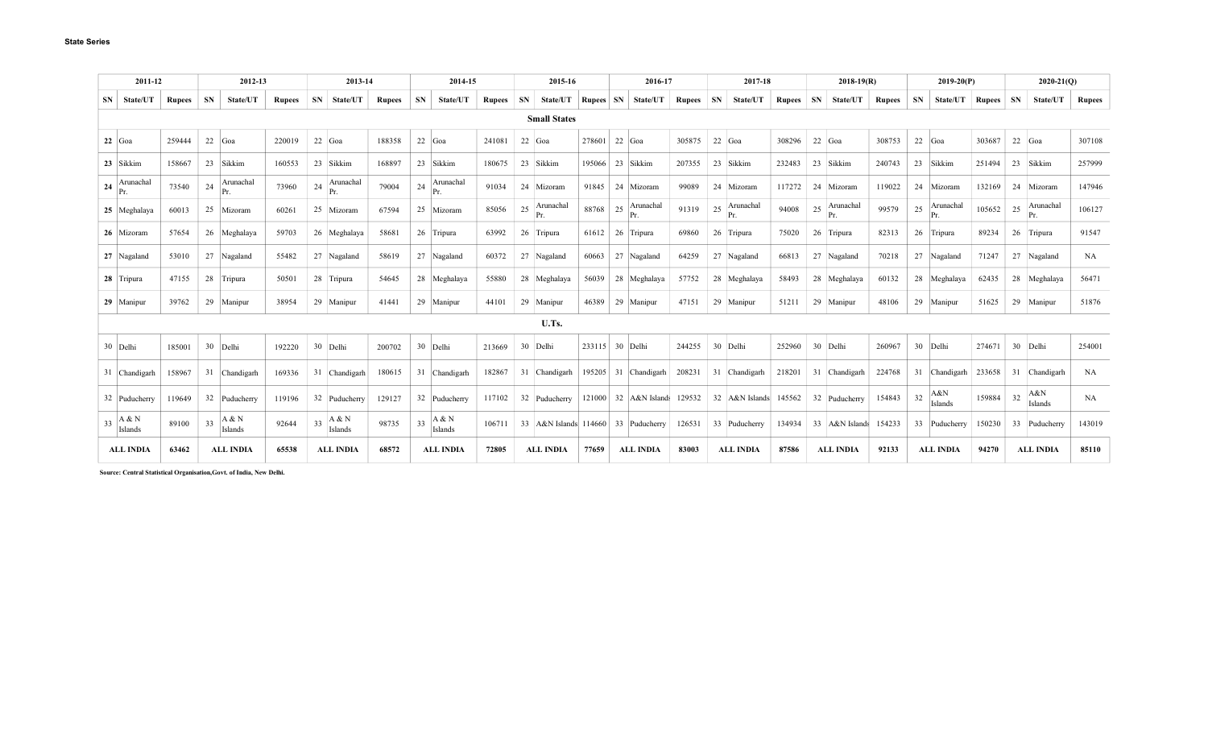**State Series**

| 2011-12 | | | 2012-13 | | | 2013-14 | | | 2014-15 | | | 2015-16 | | | 2016-17 | | | 2017-18 | | | 2018-19(R) | | | 2019-20(P) | | | 2020-21(Q) | | |
|---|---|---|---|---|---|---|---|---|---|---|---|---|---|---|---|---|---|---|---|---|---|---|---|---|---|---|---|---|---|
| SN | State/UT | Rupees | SN | State/UT | Rupees | SN | State/UT | Rupees | SN | State/UT | Rupees | SN | State/UT | Rupees | SN | State/UT | Rupees | SN | State/UT | Rupees | SN | State/UT | Rupees | SN | State/UT | Rupees | SN | State/UT | Rupees |
| | | | | | | | | | | | | | **Small States** | | | | | | | | | | | | | | | | |
| **22** | Goa | 259444 | 22 | Goa | 220019 | 22 | Goa | 188358 | 22 | Goa | 241081 | 22 | Goa | 278601 | 22 | Goa | 305875 | 22 | Goa | 308296 | 22 | Goa | 308753 | 22 | Goa | 303687 | 22 | Goa | 307108 |
| **23** | Sikkim | 158667 | 23 | Sikkim | 160553 | 23 | Sikkim | 168897 | 23 | Sikkim | 180675 | 23 | Sikkim | 195066 | 23 | Sikkim | 207355 | 23 | Sikkim | 232483 | 23 | Sikkim | 240743 | 23 | Sikkim | 251494 | 23 | Sikkim | 257999 |
| **24** | Arunachal Pr. | 73540 | 24 | Arunachal Pr. | 73960 | 24 | Arunachal Pr. | 79004 | 24 | Arunachal Pr. | 91034 | 24 | Mizoram | 91845 | 24 | Mizoram | 99089 | 24 | Mizoram | 117272 | 24 | Mizoram | 119022 | 24 | Mizoram | 132169 | 24 | Mizoram | 147946 |
| **25** | Meghalaya | 60013 | 25 | Mizoram | 60261 | 25 | Mizoram | 67594 | 25 | Mizoram | 85056 | 25 | Arunachal Pr. | 88768 | 25 | Arunachal Pr. | 91319 | 25 | Arunachal Pr. | 94008 | 25 | Arunachal Pr. | 99579 | 25 | Arunachal Pr. | 105652 | 25 | Arunachal Pr. | 106127 |
| **26** | Mizoram | 57654 | 26 | Meghalaya | 59703 | 26 | Meghalaya | 58681 | 26 | Tripura | 63992 | 26 | Tripura | 61612 | 26 | Tripura | 69860 | 26 | Tripura | 75020 | 26 | Tripura | 82313 | 26 | Tripura | 89234 | 26 | Tripura | 91547 |
| **27** | Nagaland | 53010 | 27 | Nagaland | 55482 | 27 | Nagaland | 58619 | 27 | Nagaland | 60372 | 27 | Nagaland | 60663 | 27 | Nagaland | 64259 | 27 | Nagaland | 66813 | 27 | Nagaland | 70218 | 27 | Nagaland | 71247 | 27 | Nagaland | NA |
| **28** | Tripura | 47155 | 28 | Tripura | 50501 | 28 | Tripura | 54645 | 28 | Meghalaya | 55880 | 28 | Meghalaya | 56039 | 28 | Meghalaya | 57752 | 28 | Meghalaya | 58493 | 28 | Meghalaya | 60132 | 28 | Meghalaya | 62435 | 28 | Meghalaya | 56471 |
| **29** | Manipur | 39762 | 29 | Manipur | 38954 | 29 | Manipur | 41441 | 29 | Manipur | 44101 | 29 | Manipur | 46389 | 29 | Manipur | 47151 | 29 | Manipur | 51211 | 29 | Manipur | 48106 | 29 | Manipur | 51625 | 29 | Manipur | 51876 |
| | | | | | | | | | | | | | **U.Ts.** | | | | | | | | | | | | | | | | |
| 30 | Delhi | 185001 | 30 | Delhi | 192220 | 30 | Delhi | 200702 | 30 | Delhi | 213669 | 30 | Delhi | 233115 | 30 | Delhi | 244255 | 30 | Delhi | 252960 | 30 | Delhi | 260967 | 30 | Delhi | 274671 | 30 | Delhi | 254001 |
| 31 | Chandigarh | 158967 | 31 | Chandigarh | 169336 | 31 | Chandigarh | 180615 | 31 | Chandigarh | 182867 | 31 | Chandigarh | 195205 | 31 | Chandigarh | 208231 | 31 | Chandigarh | 218201 | 31 | Chandigarh | 224768 | 31 | Chandigarh | 233658 | 31 | Chandigarh | NA |
| 32 | Puducherry | 119649 | 32 | Puducherry | 119196 | 32 | Puducherry | 129127 | 32 | Puducherry | 117102 | 32 | Puducherry | 121000 | 32 | A&N Islands | 129532 | 32 | A&N Islands | 145562 | 32 | Puducherry | 154843 | 32 | A&N Islands | 159884 | 32 | A&N Islands | NA |
| 33 | A & N Islands | 89100 | 33 | A & N Islands | 92644 | 33 | A & N Islands | 98735 | 33 | A & N Islands | 106711 | 33 | A&N Islands | 114660 | 33 | Puducherry | 126531 | 33 | Puducherry | 134934 | 33 | A&N Islands | 154233 | 33 | Puducherry | 150230 | 33 | Puducherry | 143019 |
| **ALL INDIA** | | **63462** | **ALL INDIA** | | **65538** | **ALL INDIA** | | **68572** | **ALL INDIA** | | **72805** | **ALL INDIA** | | **77659** | **ALL INDIA** | | **83003** | **ALL INDIA** | | **87586** | **ALL INDIA** | | **92133** | **ALL INDIA** | | **94270** | **ALL INDIA** | | **85110** |

**Source: Central Statistical Organisation,Govt. of India, New Delhi.**